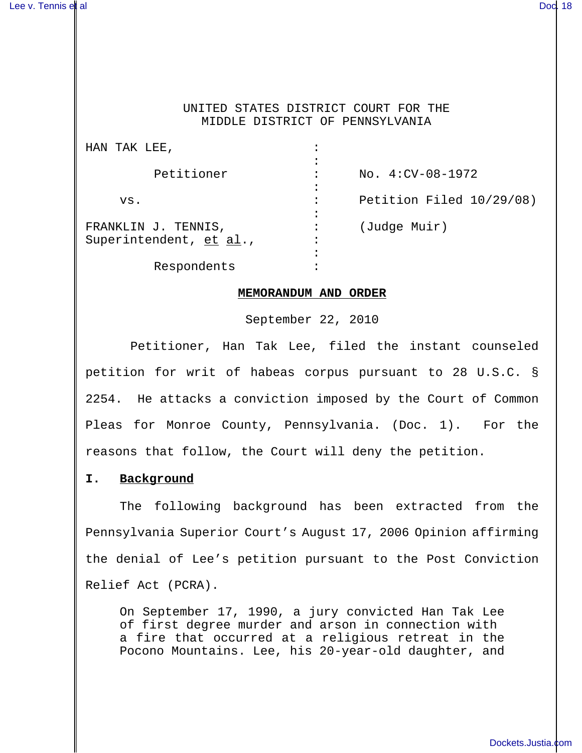UNITED STATES DISTRICT COURT FOR THE
MIDDLE DISTRICT OF PENNSYLVANIA

| | | |
|---|---|---|
| HAN TAK LEE, | : | |
| Petitioner | : | No. 4:CV-08-1972 |
| vs. | : | Petition Filed 10/29/08) |
| FRANKLIN J. TENNIS, Superintendent, et al., | : | (Judge Muir) |
| Respondents | : | |

**MEMORANDUM AND ORDER**

September 22, 2010

Petitioner, Han Tak Lee, filed the instant counseled petition for writ of habeas corpus pursuant to 28 U.S.C. § 2254. He attacks a conviction imposed by the Court of Common Pleas for Monroe County, Pennsylvania. (Doc. 1). For the reasons that follow, the Court will deny the petition.

## I. Background

The following background has been extracted from the Pennsylvania Superior Court's August 17, 2006 Opinion affirming the denial of Lee's petition pursuant to the Post Conviction Relief Act (PCRA).

> On September 17, 1990, a jury convicted Han Tak Lee of first degree murder and arson in connection with a fire that occurred at a religious retreat in the Pocono Mountains. Lee, his 20-year-old daughter, and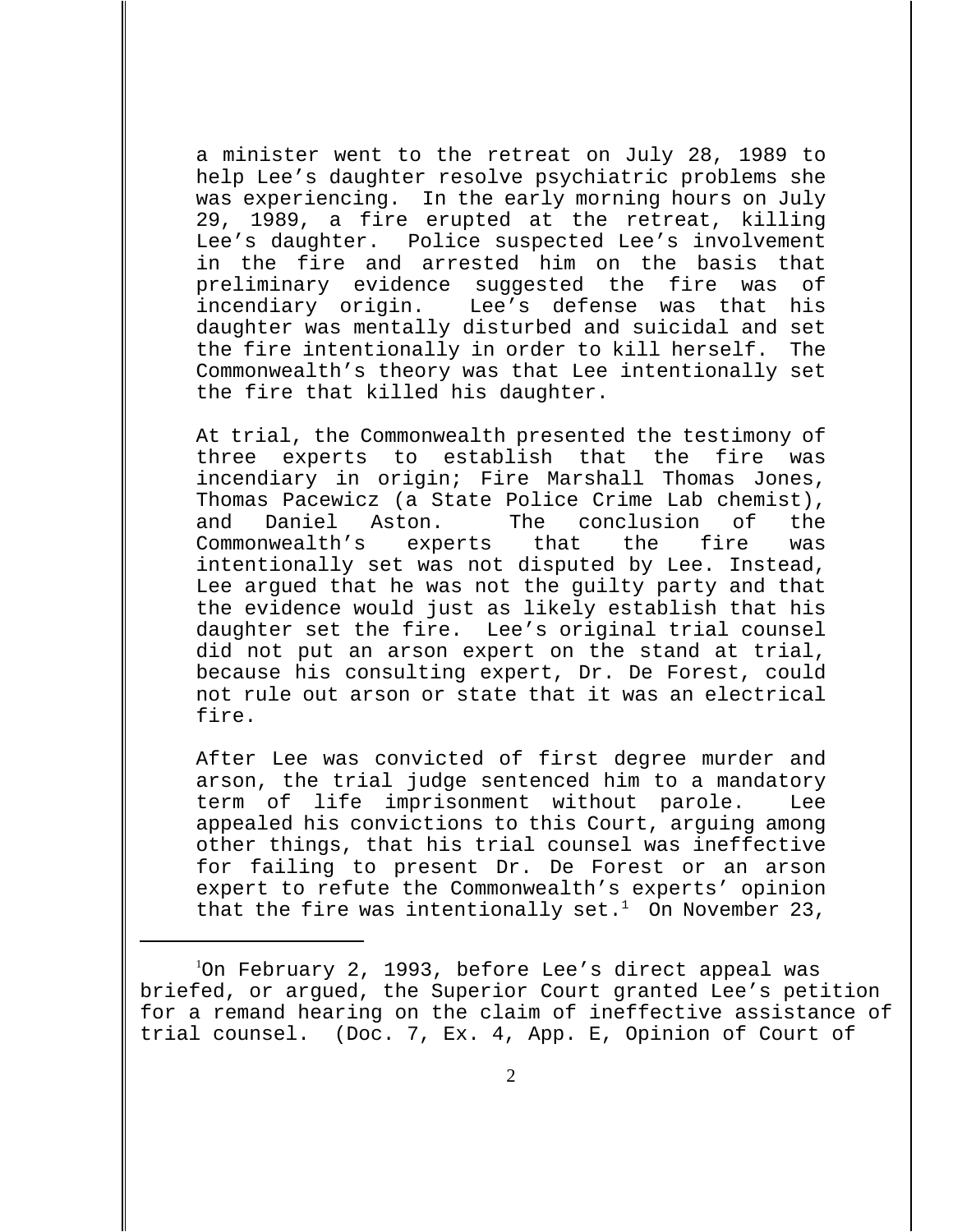a minister went to the retreat on July 28, 1989 to help Lee's daughter resolve psychiatric problems she was experiencing. In the early morning hours on July 29, 1989, a fire erupted at the retreat, killing Lee's daughter. Police suspected Lee's involvement in the fire and arrested him on the basis that preliminary evidence suggested the fire was of incendiary origin. Lee's defense was that his daughter was mentally disturbed and suicidal and set the fire intentionally in order to kill herself. The Commonwealth's theory was that Lee intentionally set the fire that killed his daughter.

At trial, the Commonwealth presented the testimony of three experts to establish that the fire was incendiary in origin; Fire Marshall Thomas Jones, Thomas Pacewicz (a State Police Crime Lab chemist), and Daniel Aston. The conclusion of the Commonwealth's experts that the fire was intentionally set was not disputed by Lee. Instead, Lee argued that he was not the guilty party and that the evidence would just as likely establish that his daughter set the fire. Lee's original trial counsel did not put an arson expert on the stand at trial, because his consulting expert, Dr. De Forest, could not rule out arson or state that it was an electrical fire.

After Lee was convicted of first degree murder and arson, the trial judge sentenced him to a mandatory term of life imprisonment without parole. Lee appealed his convictions to this Court, arguing among other things, that his trial counsel was ineffective for failing to present Dr. De Forest or an arson expert to refute the Commonwealth's experts' opinion that the fire was intentionally set.[1] On November 23,

---

[1]On February 2, 1993, before Lee's direct appeal was briefed, or argued, the Superior Court granted Lee's petition for a remand hearing on the claim of ineffective assistance of trial counsel. (Doc. 7, Ex. 4, App. E, Opinion of Court of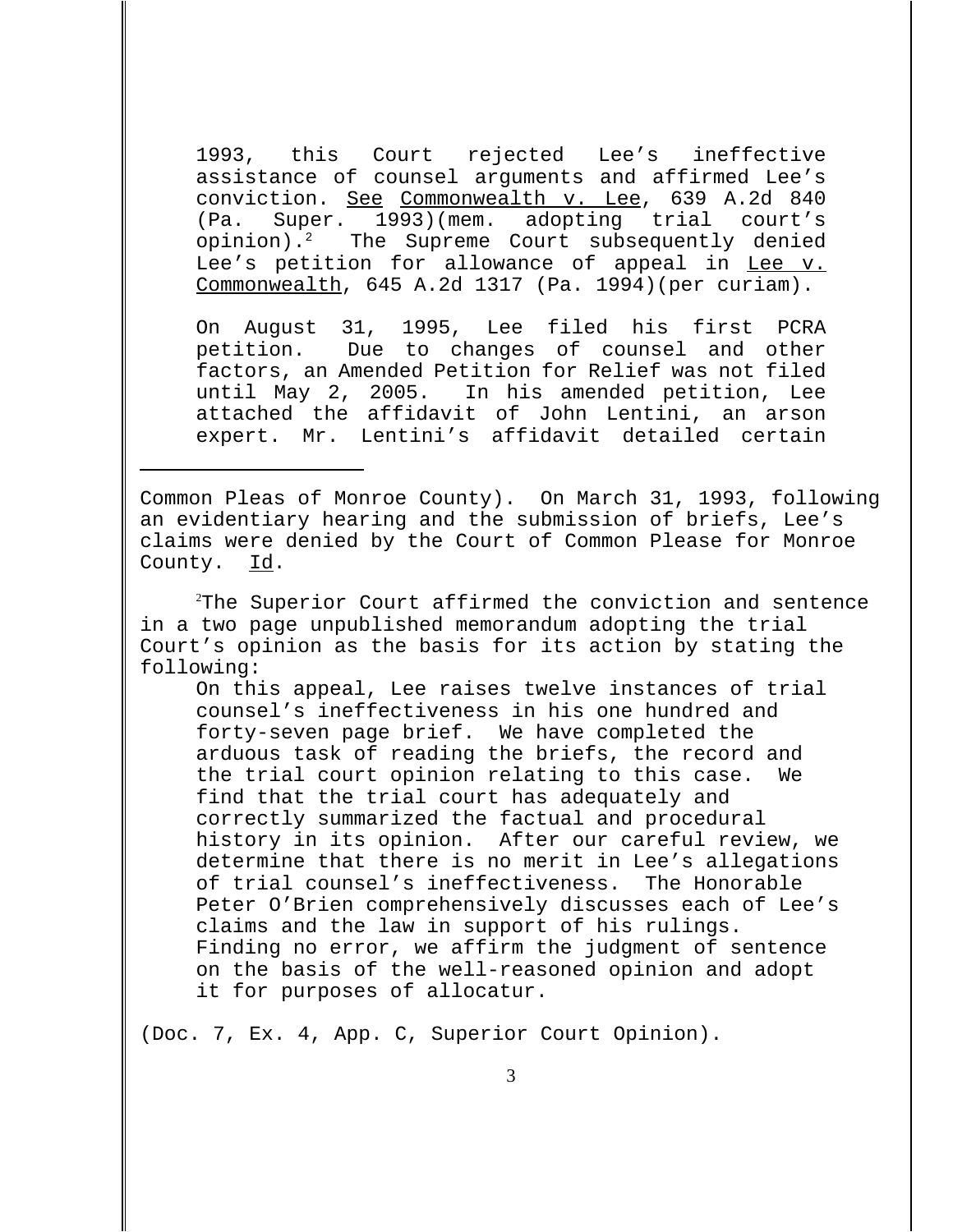> 1993, this Court rejected Lee's ineffective assistance of counsel arguments and affirmed Lee's conviction. See Commonwealth v. Lee, 639 A.2d 840 (Pa. Super. 1993)(mem. adopting trial court's opinion).[2] The Supreme Court subsequently denied Lee's petition for allowance of appeal in Lee v. Commonwealth, 645 A.2d 1317 (Pa. 1994)(per curiam).
>
> On August 31, 1995, Lee filed his first PCRA petition. Due to changes of counsel and other factors, an Amended Petition for Relief was not filed until May 2, 2005. In his amended petition, Lee attached the affidavit of John Lentini, an arson expert. Mr. Lentini's affidavit detailed certain

---

Common Pleas of Monroe County). On March 31, 1993, following an evidentiary hearing and the submission of briefs, Lee's claims were denied by the Court of Common Please for Monroe County. Id.

[2]The Superior Court affirmed the conviction and sentence in a two page unpublished memorandum adopting the trial Court's opinion as the basis for its action by stating the following:

> On this appeal, Lee raises twelve instances of trial counsel's ineffectiveness in his one hundred and forty-seven page brief. We have completed the arduous task of reading the briefs, the record and the trial court opinion relating to this case. We find that the trial court has adequately and correctly summarized the factual and procedural history in its opinion. After our careful review, we determine that there is no merit in Lee's allegations of trial counsel's ineffectiveness. The Honorable Peter O'Brien comprehensively discusses each of Lee's claims and the law in support of his rulings. Finding no error, we affirm the judgment of sentence on the basis of the well-reasoned opinion and adopt it for purposes of allocatur.

(Doc. 7, Ex. 4, App. C, Superior Court Opinion).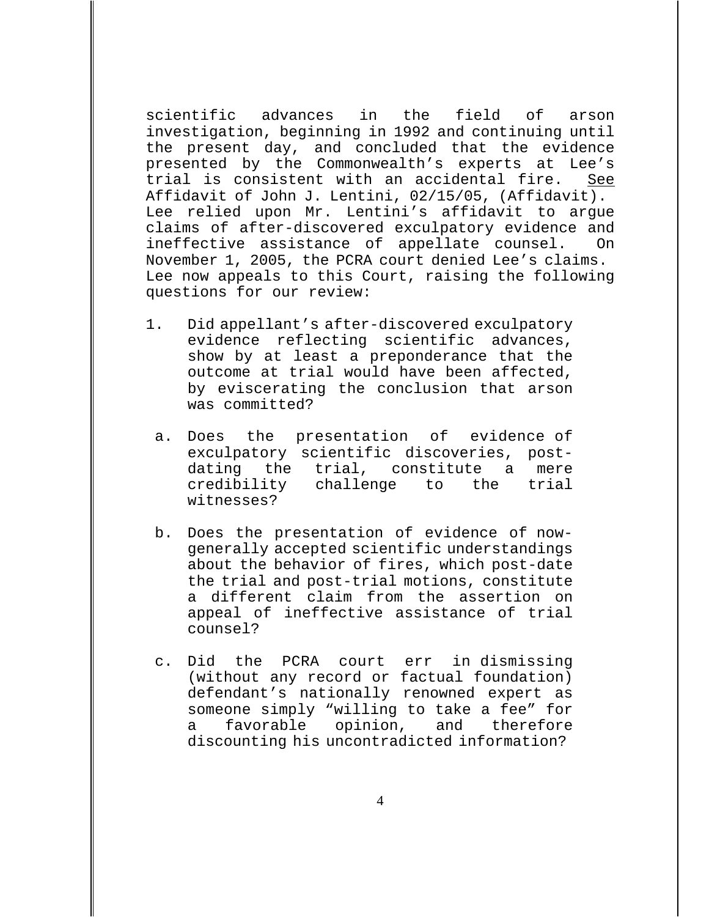scientific advances in the field of arson investigation, beginning in 1992 and continuing until the present day, and concluded that the evidence presented by the Commonwealth's experts at Lee's trial is consistent with an accidental fire. See Affidavit of John J. Lentini, 02/15/05, (Affidavit). Lee relied upon Mr. Lentini's affidavit to argue claims of after-discovered exculpatory evidence and ineffective assistance of appellate counsel. On November 1, 2005, the PCRA court denied Lee's claims. Lee now appeals to this Court, raising the following questions for our review:

1. Did appellant's after-discovered exculpatory evidence reflecting scientific advances, show by at least a preponderance that the outcome at trial would have been affected, by eviscerating the conclusion that arson was committed?

   a. Does the presentation of evidence of exculpatory scientific discoveries, post-dating the trial, constitute a mere credibility challenge to the trial witnesses?

   b. Does the presentation of evidence of now-generally accepted scientific understandings about the behavior of fires, which post-date the trial and post-trial motions, constitute a different claim from the assertion on appeal of ineffective assistance of trial counsel?

   c. Did the PCRA court err in dismissing (without any record or factual foundation) defendant's nationally renowned expert as someone simply "willing to take a fee" for a favorable opinion, and therefore discounting his uncontradicted information?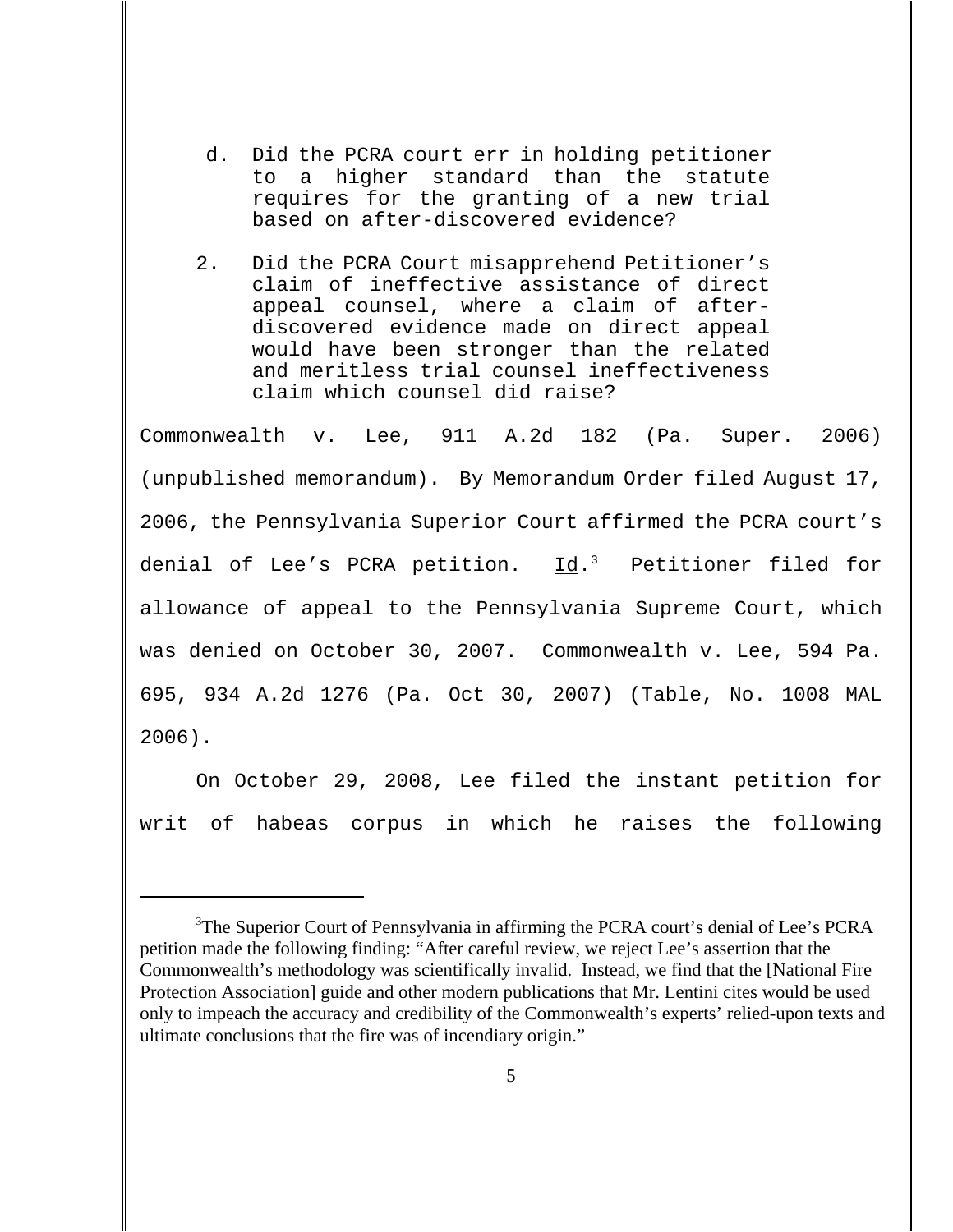d. Did the PCRA court err in holding petitioner to a higher standard than the statute requires for the granting of a new trial based on after-discovered evidence?

2. Did the PCRA Court misapprehend Petitioner's claim of ineffective assistance of direct appeal counsel, where a claim of after-discovered evidence made on direct appeal would have been stronger than the related and meritless trial counsel ineffectiveness claim which counsel did raise?

Commonwealth v. Lee, 911 A.2d 182 (Pa. Super. 2006) (unpublished memorandum). By Memorandum Order filed August 17, 2006, the Pennsylvania Superior Court affirmed the PCRA court's denial of Lee's PCRA petition. Id.[3] Petitioner filed for allowance of appeal to the Pennsylvania Supreme Court, which was denied on October 30, 2007. Commonwealth v. Lee, 594 Pa. 695, 934 A.2d 1276 (Pa. Oct 30, 2007) (Table, No. 1008 MAL 2006).

On October 29, 2008, Lee filed the instant petition for writ of habeas corpus in which he raises the following

---

[3] The Superior Court of Pennsylvania in affirming the PCRA court's denial of Lee's PCRA petition made the following finding: "After careful review, we reject Lee's assertion that the Commonwealth's methodology was scientifically invalid. Instead, we find that the [National Fire Protection Association] guide and other modern publications that Mr. Lentini cites would be used only to impeach the accuracy and credibility of the Commonwealth's experts' relied-upon texts and ultimate conclusions that the fire was of incendiary origin."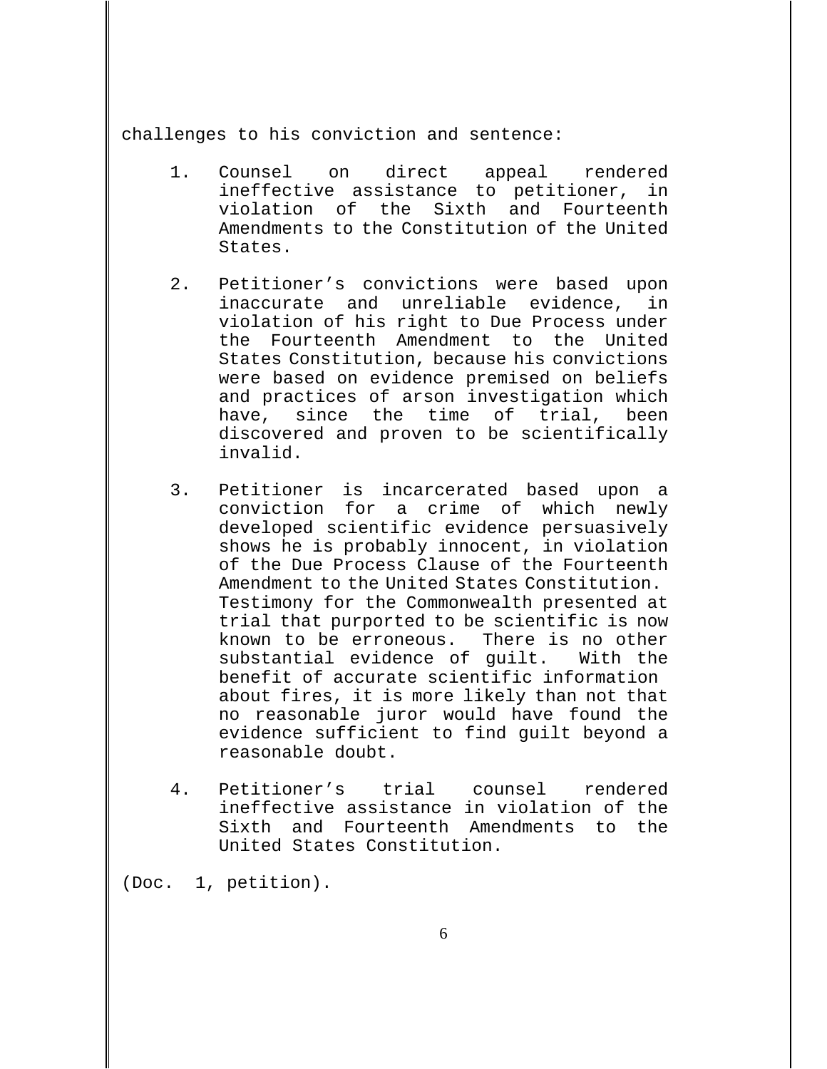challenges to his conviction and sentence:

1. Counsel on direct appeal rendered ineffective assistance to petitioner, in violation of the Sixth and Fourteenth Amendments to the Constitution of the United States.

2. Petitioner's convictions were based upon inaccurate and unreliable evidence, in violation of his right to Due Process under the Fourteenth Amendment to the United States Constitution, because his convictions were based on evidence premised on beliefs and practices of arson investigation which have, since the time of trial, been discovered and proven to be scientifically invalid.

3. Petitioner is incarcerated based upon a conviction for a crime of which newly developed scientific evidence persuasively shows he is probably innocent, in violation of the Due Process Clause of the Fourteenth Amendment to the United States Constitution. Testimony for the Commonwealth presented at trial that purported to be scientific is now known to be erroneous. There is no other substantial evidence of guilt. With the benefit of accurate scientific information about fires, it is more likely than not that no reasonable juror would have found the evidence sufficient to find guilt beyond a reasonable doubt.

4. Petitioner's trial counsel rendered ineffective assistance in violation of the Sixth and Fourteenth Amendments to the United States Constitution.

(Doc. 1, petition).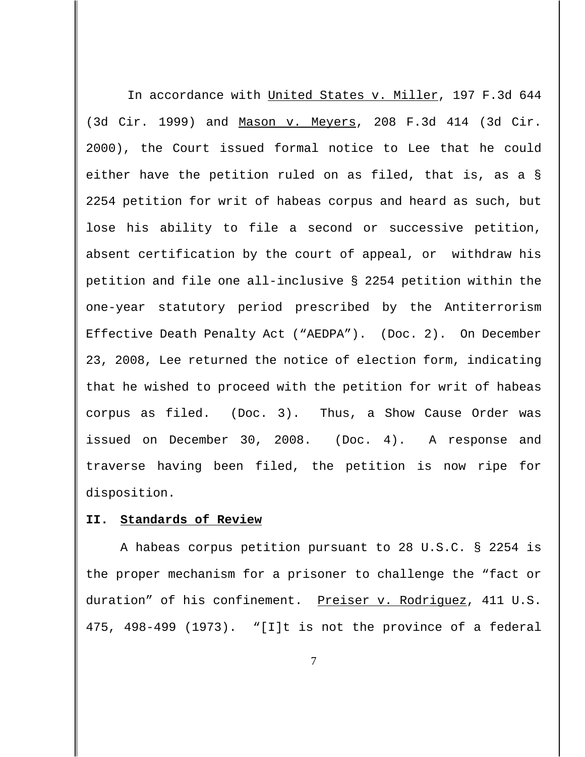In accordance with United States v. Miller, 197 F.3d 644 (3d Cir. 1999) and Mason v. Meyers, 208 F.3d 414 (3d Cir. 2000), the Court issued formal notice to Lee that he could either have the petition ruled on as filed, that is, as a § 2254 petition for writ of habeas corpus and heard as such, but lose his ability to file a second or successive petition, absent certification by the court of appeal, or withdraw his petition and file one all-inclusive § 2254 petition within the one-year statutory period prescribed by the Antiterrorism Effective Death Penalty Act ("AEDPA"). (Doc. 2). On December 23, 2008, Lee returned the notice of election form, indicating that he wished to proceed with the petition for writ of habeas corpus as filed. (Doc. 3). Thus, a Show Cause Order was issued on December 30, 2008. (Doc. 4). A response and traverse having been filed, the petition is now ripe for disposition.

## II. Standards of Review

A habeas corpus petition pursuant to 28 U.S.C. § 2254 is the proper mechanism for a prisoner to challenge the "fact or duration" of his confinement. Preiser v. Rodriguez, 411 U.S. 475, 498-499 (1973). "[I]t is not the province of a federal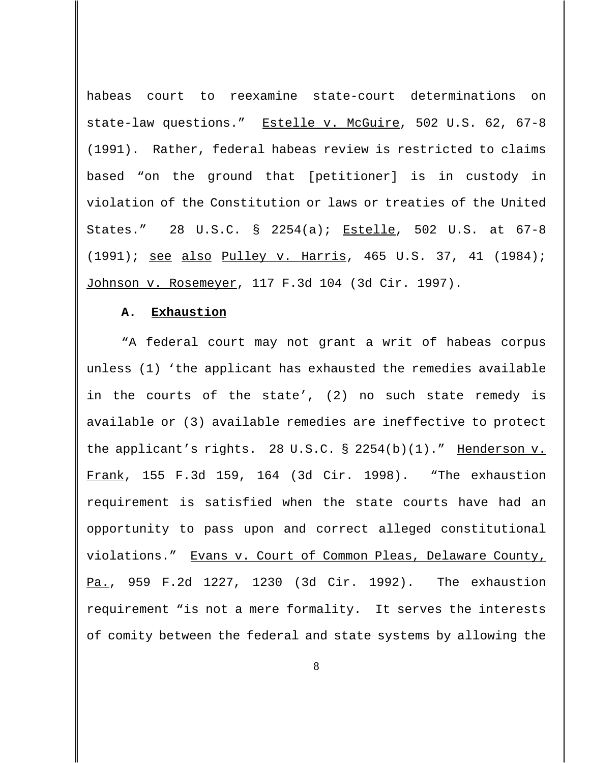habeas court to reexamine state-court determinations on state-law questions." Estelle v. McGuire, 502 U.S. 62, 67-8 (1991). Rather, federal habeas review is restricted to claims based "on the ground that [petitioner] is in custody in violation of the Constitution or laws or treaties of the United States." 28 U.S.C. § 2254(a); Estelle, 502 U.S. at 67-8 (1991); see also Pulley v. Harris, 465 U.S. 37, 41 (1984); Johnson v. Rosemeyer, 117 F.3d 104 (3d Cir. 1997).

### A. Exhaustion

"A federal court may not grant a writ of habeas corpus unless (1) 'the applicant has exhausted the remedies available in the courts of the state', (2) no such state remedy is available or (3) available remedies are ineffective to protect the applicant's rights. 28 U.S.C. § 2254(b)(1)." Henderson v. Frank, 155 F.3d 159, 164 (3d Cir. 1998). "The exhaustion requirement is satisfied when the state courts have had an opportunity to pass upon and correct alleged constitutional violations." Evans v. Court of Common Pleas, Delaware County, Pa., 959 F.2d 1227, 1230 (3d Cir. 1992). The exhaustion requirement "is not a mere formality. It serves the interests of comity between the federal and state systems by allowing the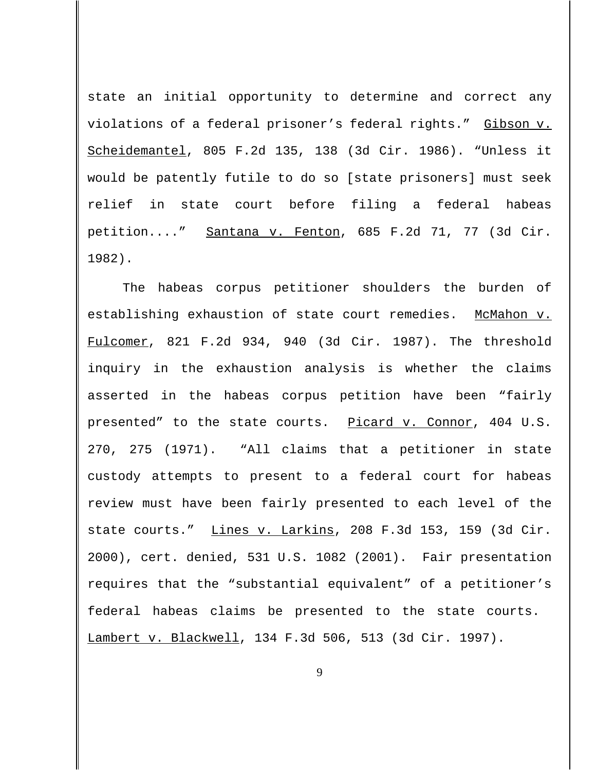state an initial opportunity to determine and correct any violations of a federal prisoner's federal rights." Gibson v. Scheidemantel, 805 F.2d 135, 138 (3d Cir. 1986). "Unless it would be patently futile to do so [state prisoners] must seek relief in state court before filing a federal habeas petition...." Santana v. Fenton, 685 F.2d 71, 77 (3d Cir. 1982).

The habeas corpus petitioner shoulders the burden of establishing exhaustion of state court remedies. McMahon v. Fulcomer, 821 F.2d 934, 940 (3d Cir. 1987). The threshold inquiry in the exhaustion analysis is whether the claims asserted in the habeas corpus petition have been "fairly presented" to the state courts. Picard v. Connor, 404 U.S. 270, 275 (1971). "All claims that a petitioner in state custody attempts to present to a federal court for habeas review must have been fairly presented to each level of the state courts." Lines v. Larkins, 208 F.3d 153, 159 (3d Cir. 2000), cert. denied, 531 U.S. 1082 (2001). Fair presentation requires that the "substantial equivalent" of a petitioner's federal habeas claims be presented to the state courts. Lambert v. Blackwell, 134 F.3d 506, 513 (3d Cir. 1997).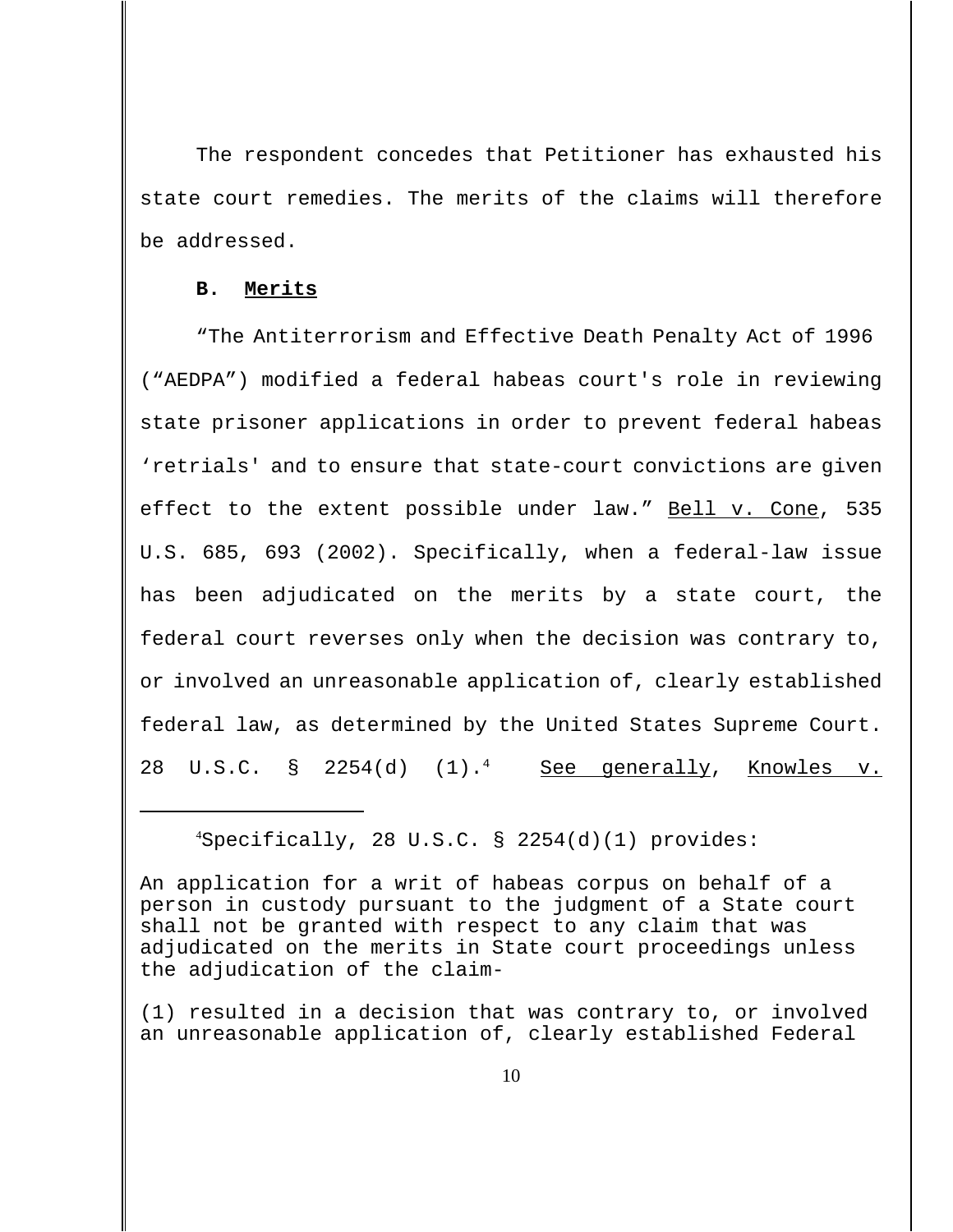The respondent concedes that Petitioner has exhausted his state court remedies. The merits of the claims will therefore be addressed.

**B. Merits**

"The Antiterrorism and Effective Death Penalty Act of 1996 ("AEDPA") modified a federal habeas court's role in reviewing state prisoner applications in order to prevent federal habeas 'retrials' and to ensure that state-court convictions are given effect to the extent possible under law." Bell v. Cone, 535 U.S. 685, 693 (2002). Specifically, when a federal-law issue has been adjudicated on the merits by a state court, the federal court reverses only when the decision was contrary to, or involved an unreasonable application of, clearly established federal law, as determined by the United States Supreme Court. 28 U.S.C. § 2254(d) (1).[4] See generally, Knowles v.

---

[4]Specifically, 28 U.S.C. § 2254(d)(1) provides:

An application for a writ of habeas corpus on behalf of a person in custody pursuant to the judgment of a State court shall not be granted with respect to any claim that was adjudicated on the merits in State court proceedings unless the adjudication of the claim-

(1) resulted in a decision that was contrary to, or involved an unreasonable application of, clearly established Federal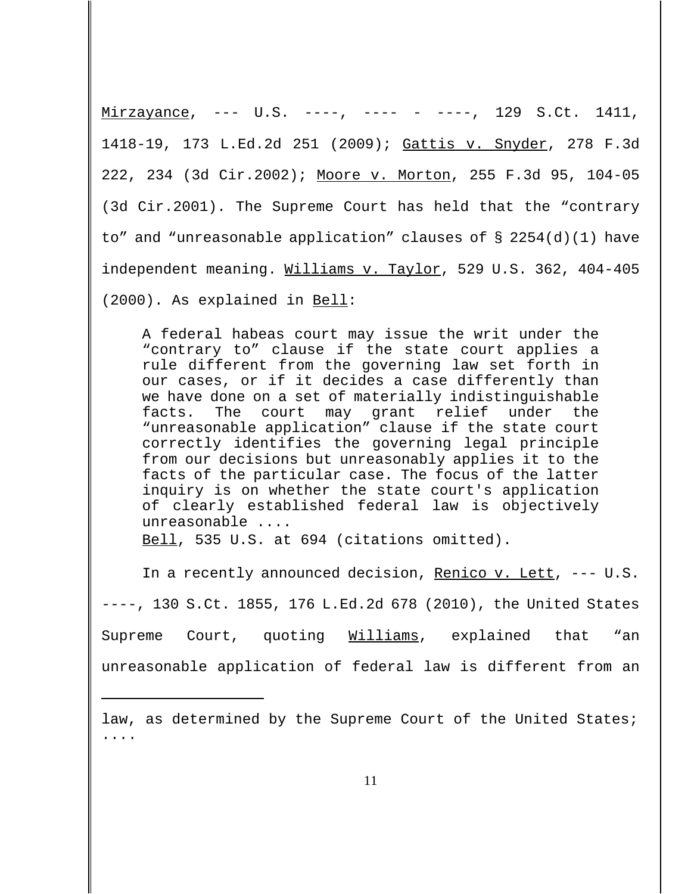Mirzayance, --- U.S. ----, ---- - ----, 129 S.Ct. 1411, 1418-19, 173 L.Ed.2d 251 (2009); Gattis v. Snyder, 278 F.3d 222, 234 (3d Cir.2002); Moore v. Morton, 255 F.3d 95, 104-05 (3d Cir.2001). The Supreme Court has held that the "contrary to" and "unreasonable application" clauses of § 2254(d)(1) have independent meaning. Williams v. Taylor, 529 U.S. 362, 404-405 (2000). As explained in Bell:

> A federal habeas court may issue the writ under the "contrary to" clause if the state court applies a rule different from the governing law set forth in our cases, or if it decides a case differently than we have done on a set of materially indistinguishable facts. The court may grant relief under the "unreasonable application" clause if the state court correctly identifies the governing legal principle from our decisions but unreasonably applies it to the facts of the particular case. The focus of the latter inquiry is on whether the state court's application of clearly established federal law is objectively unreasonable ....
>
> Bell, 535 U.S. at 694 (citations omitted).

In a recently announced decision, Renico v. Lett, --- U.S. ----, 130 S.Ct. 1855, 176 L.Ed.2d 678 (2010), the United States Supreme Court, quoting Williams, explained that "an unreasonable application of federal law is different from an

---

law, as determined by the Supreme Court of the United States; ....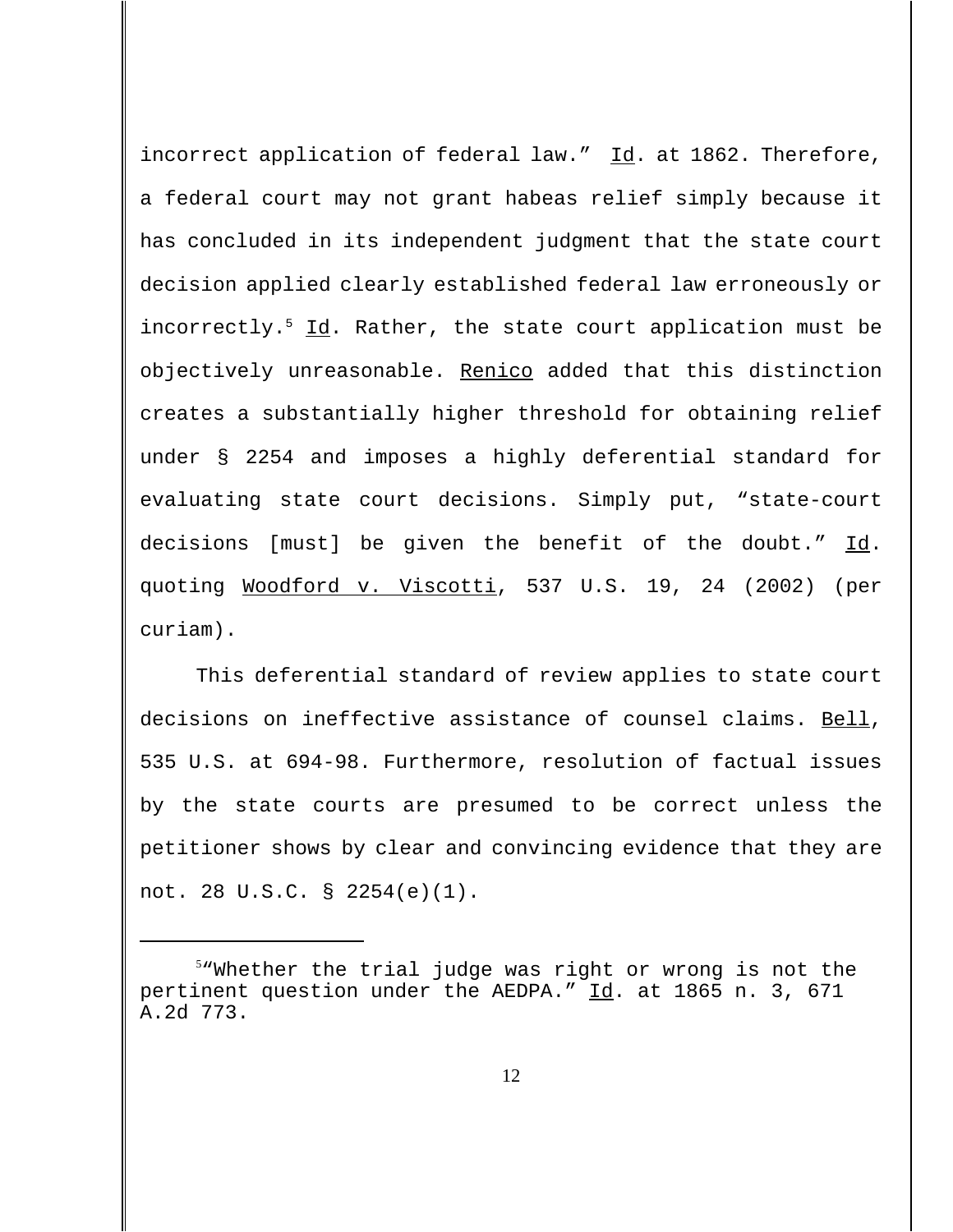incorrect application of federal law." Id. at 1862. Therefore, a federal court may not grant habeas relief simply because it has concluded in its independent judgment that the state court decision applied clearly established federal law erroneously or incorrectly.[5] Id. Rather, the state court application must be objectively unreasonable. Renico added that this distinction creates a substantially higher threshold for obtaining relief under § 2254 and imposes a highly deferential standard for evaluating state court decisions. Simply put, "state-court decisions [must] be given the benefit of the doubt." Id. quoting Woodford v. Viscotti, 537 U.S. 19, 24 (2002) (per curiam).

This deferential standard of review applies to state court decisions on ineffective assistance of counsel claims. Bell, 535 U.S. at 694-98. Furthermore, resolution of factual issues by the state courts are presumed to be correct unless the petitioner shows by clear and convincing evidence that they are not. 28 U.S.C. § 2254(e)(1).

---

[5] "Whether the trial judge was right or wrong is not the pertinent question under the AEDPA." Id. at 1865 n. 3, 671 A.2d 773.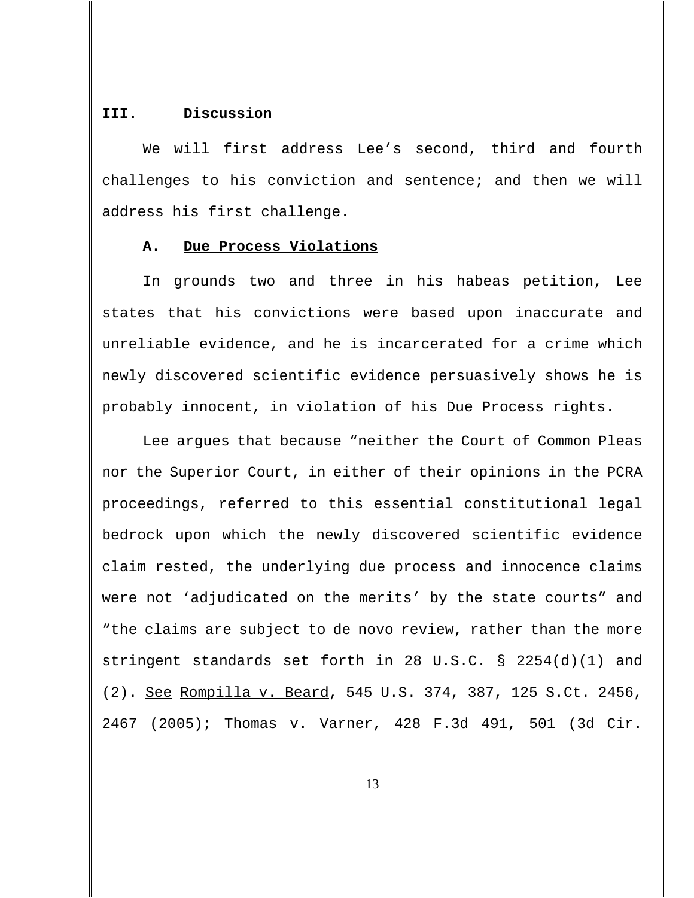## III. Discussion

We will first address Lee's second, third and fourth challenges to his conviction and sentence; and then we will address his first challenge.

### A. Due Process Violations

In grounds two and three in his habeas petition, Lee states that his convictions were based upon inaccurate and unreliable evidence, and he is incarcerated for a crime which newly discovered scientific evidence persuasively shows he is probably innocent, in violation of his Due Process rights.

Lee argues that because "neither the Court of Common Pleas nor the Superior Court, in either of their opinions in the PCRA proceedings, referred to this essential constitutional legal bedrock upon which the newly discovered scientific evidence claim rested, the underlying due process and innocence claims were not 'adjudicated on the merits' by the state courts" and "the claims are subject to de novo review, rather than the more stringent standards set forth in 28 U.S.C. § 2254(d)(1) and (2). See Rompilla v. Beard, 545 U.S. 374, 387, 125 S.Ct. 2456, 2467 (2005); Thomas v. Varner, 428 F.3d 491, 501 (3d Cir.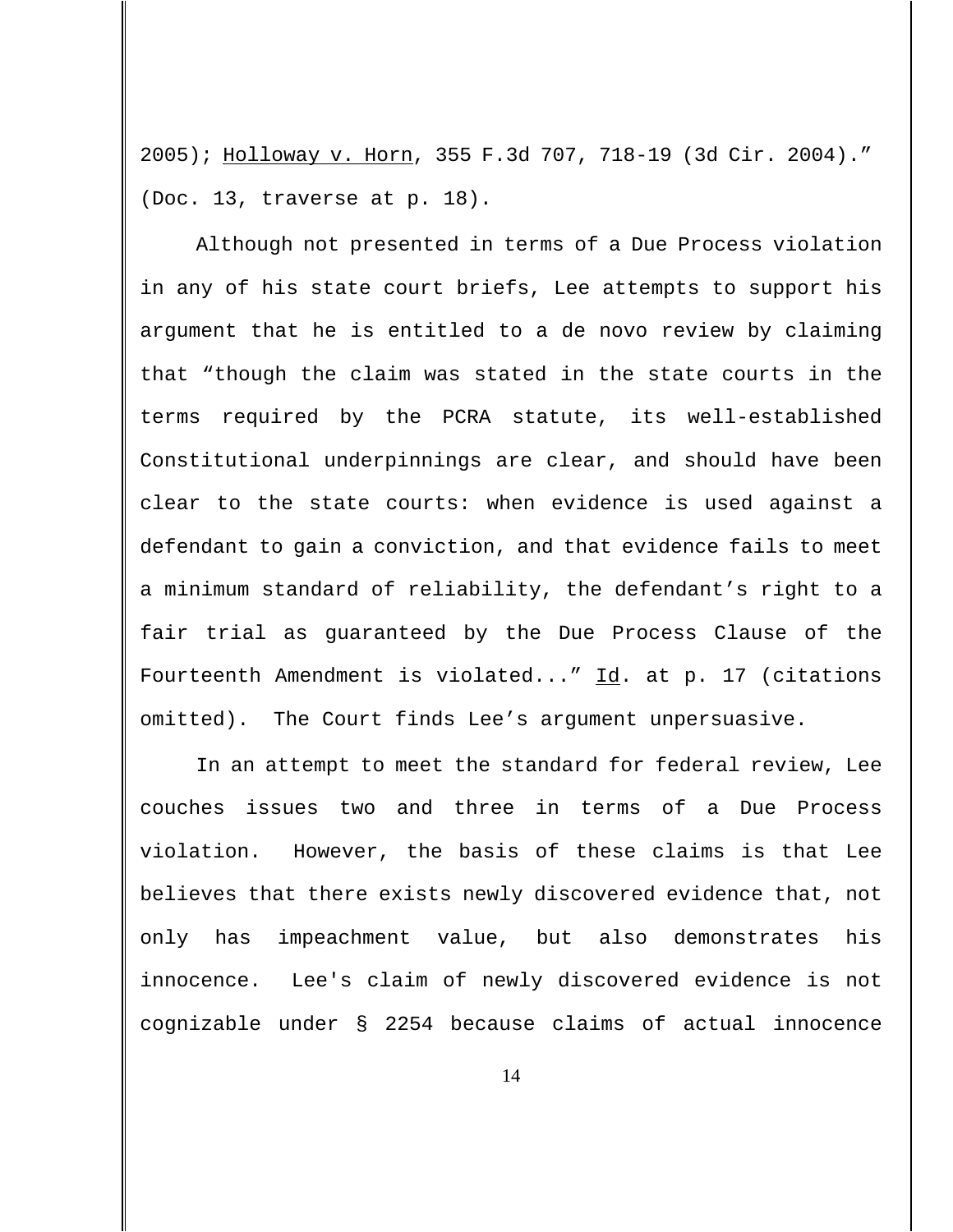2005); Holloway v. Horn, 355 F.3d 707, 718-19 (3d Cir. 2004)." (Doc. 13, traverse at p. 18).

Although not presented in terms of a Due Process violation in any of his state court briefs, Lee attempts to support his argument that he is entitled to a de novo review by claiming that "though the claim was stated in the state courts in the terms required by the PCRA statute, its well-established Constitutional underpinnings are clear, and should have been clear to the state courts: when evidence is used against a defendant to gain a conviction, and that evidence fails to meet a minimum standard of reliability, the defendant's right to a fair trial as guaranteed by the Due Process Clause of the Fourteenth Amendment is violated..." Id. at p. 17 (citations omitted). The Court finds Lee's argument unpersuasive.

In an attempt to meet the standard for federal review, Lee couches issues two and three in terms of a Due Process violation. However, the basis of these claims is that Lee believes that there exists newly discovered evidence that, not only has impeachment value, but also demonstrates his innocence. Lee's claim of newly discovered evidence is not cognizable under § 2254 because claims of actual innocence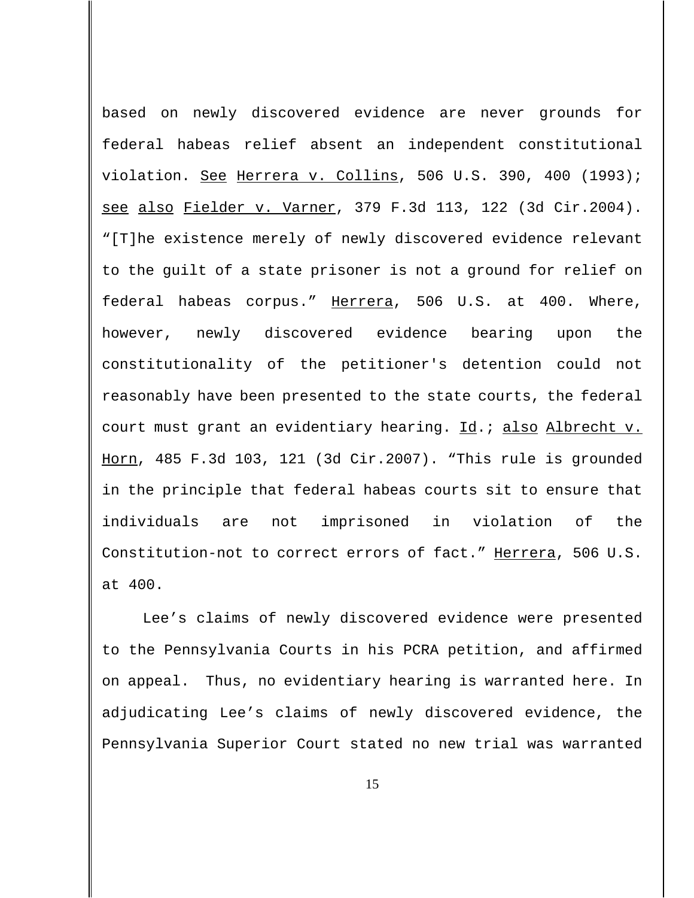based on newly discovered evidence are never grounds for federal habeas relief absent an independent constitutional violation. See Herrera v. Collins, 506 U.S. 390, 400 (1993); see also Fielder v. Varner, 379 F.3d 113, 122 (3d Cir.2004). "[T]he existence merely of newly discovered evidence relevant to the guilt of a state prisoner is not a ground for relief on federal habeas corpus." Herrera, 506 U.S. at 400. Where, however, newly discovered evidence bearing upon the constitutionality of the petitioner's detention could not reasonably have been presented to the state courts, the federal court must grant an evidentiary hearing. Id.; also Albrecht v. Horn, 485 F.3d 103, 121 (3d Cir.2007). "This rule is grounded in the principle that federal habeas courts sit to ensure that individuals are not imprisoned in violation of the Constitution-not to correct errors of fact." Herrera, 506 U.S. at 400.

Lee's claims of newly discovered evidence were presented to the Pennsylvania Courts in his PCRA petition, and affirmed on appeal. Thus, no evidentiary hearing is warranted here. In adjudicating Lee's claims of newly discovered evidence, the Pennsylvania Superior Court stated no new trial was warranted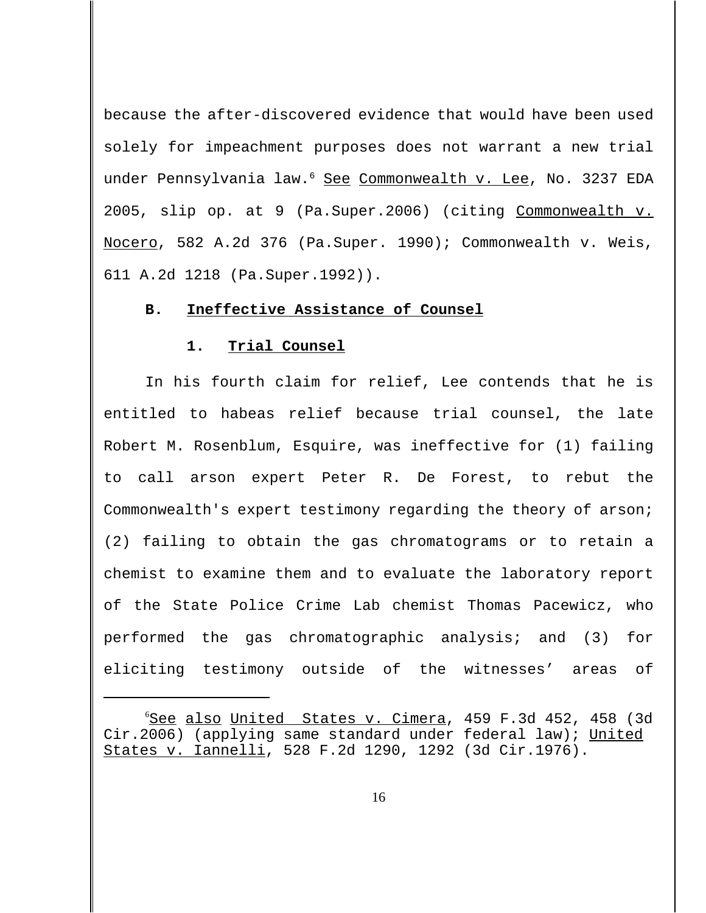because the after-discovered evidence that would have been used solely for impeachment purposes does not warrant a new trial under Pennsylvania law.[6] See Commonwealth v. Lee, No. 3237 EDA 2005, slip op. at 9 (Pa.Super.2006) (citing Commonwealth v. Nocero, 582 A.2d 376 (Pa.Super. 1990); Commonwealth v. Weis, 611 A.2d 1218 (Pa.Super.1992)).

### B. Ineffective Assistance of Counsel

#### 1. Trial Counsel

In his fourth claim for relief, Lee contends that he is entitled to habeas relief because trial counsel, the late Robert M. Rosenblum, Esquire, was ineffective for (1) failing to call arson expert Peter R. De Forest, to rebut the Commonwealth's expert testimony regarding the theory of arson; (2) failing to obtain the gas chromatograms or to retain a chemist to examine them and to evaluate the laboratory report of the State Police Crime Lab chemist Thomas Pacewicz, who performed the gas chromatographic analysis; and (3) for eliciting testimony outside of the witnesses' areas of

---

[6] See also United States v. Cimera, 459 F.3d 452, 458 (3d Cir.2006) (applying same standard under federal law); United States v. Iannelli, 528 F.2d 1290, 1292 (3d Cir.1976).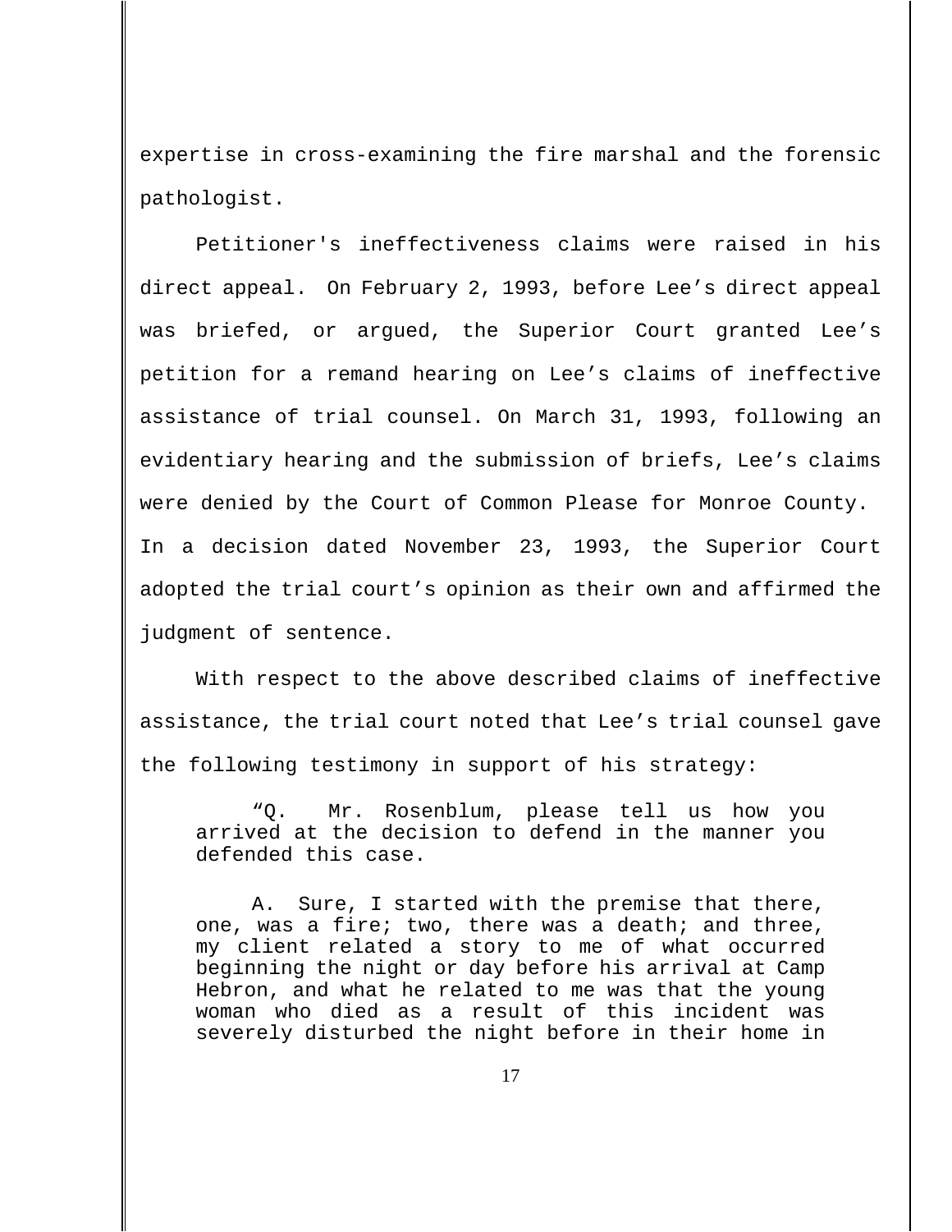expertise in cross-examining the fire marshal and the forensic pathologist.

Petitioner's ineffectiveness claims were raised in his direct appeal. On February 2, 1993, before Lee’s direct appeal was briefed, or argued, the Superior Court granted Lee’s petition for a remand hearing on Lee’s claims of ineffective assistance of trial counsel. On March 31, 1993, following an evidentiary hearing and the submission of briefs, Lee’s claims were denied by the Court of Common Please for Monroe County. In a decision dated November 23, 1993, the Superior Court adopted the trial court’s opinion as their own and affirmed the judgment of sentence.

With respect to the above described claims of ineffective assistance, the trial court noted that Lee’s trial counsel gave the following testimony in support of his strategy:

> “Q. Mr. Rosenblum, please tell us how you arrived at the decision to defend in the manner you defended this case.
>
> A. Sure, I started with the premise that there, one, was a fire; two, there was a death; and three, my client related a story to me of what occurred beginning the night or day before his arrival at Camp Hebron, and what he related to me was that the young woman who died as a result of this incident was severely disturbed the night before in their home in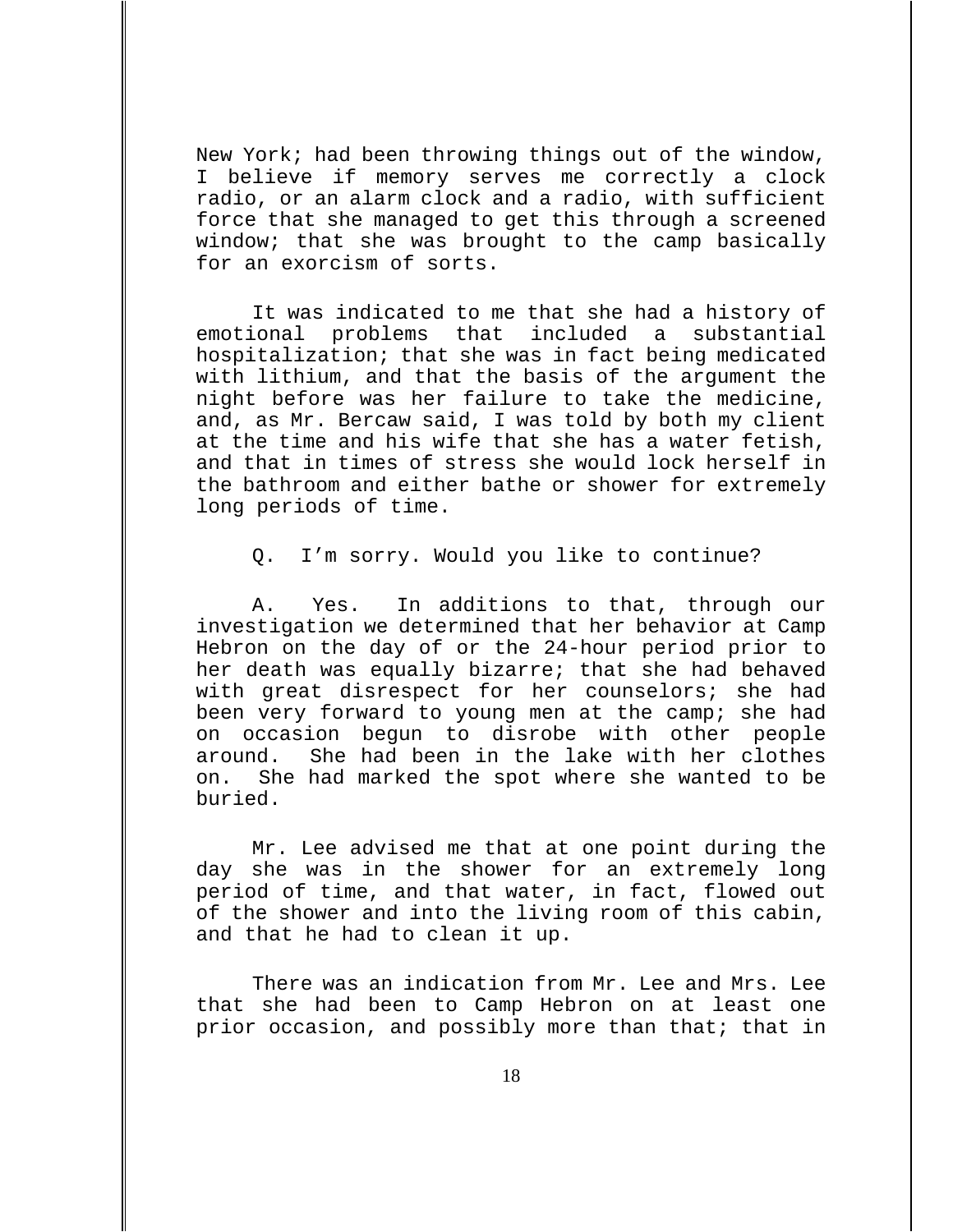New York; had been throwing things out of the window, I believe if memory serves me correctly a clock radio, or an alarm clock and a radio, with sufficient force that she managed to get this through a screened window; that she was brought to the camp basically for an exorcism of sorts.

It was indicated to me that she had a history of emotional problems that included a substantial hospitalization; that she was in fact being medicated with lithium, and that the basis of the argument the night before was her failure to take the medicine, and, as Mr. Bercaw said, I was told by both my client at the time and his wife that she has a water fetish, and that in times of stress she would lock herself in the bathroom and either bathe or shower for extremely long periods of time.

Q. I'm sorry. Would you like to continue?

A. Yes. In additions to that, through our investigation we determined that her behavior at Camp Hebron on the day of or the 24-hour period prior to her death was equally bizarre; that she had behaved with great disrespect for her counselors; she had been very forward to young men at the camp; she had on occasion begun to disrobe with other people around. She had been in the lake with her clothes on. She had marked the spot where she wanted to be buried.

Mr. Lee advised me that at one point during the day she was in the shower for an extremely long period of time, and that water, in fact, flowed out of the shower and into the living room of this cabin, and that he had to clean it up.

There was an indication from Mr. Lee and Mrs. Lee that she had been to Camp Hebron on at least one prior occasion, and possibly more than that; that in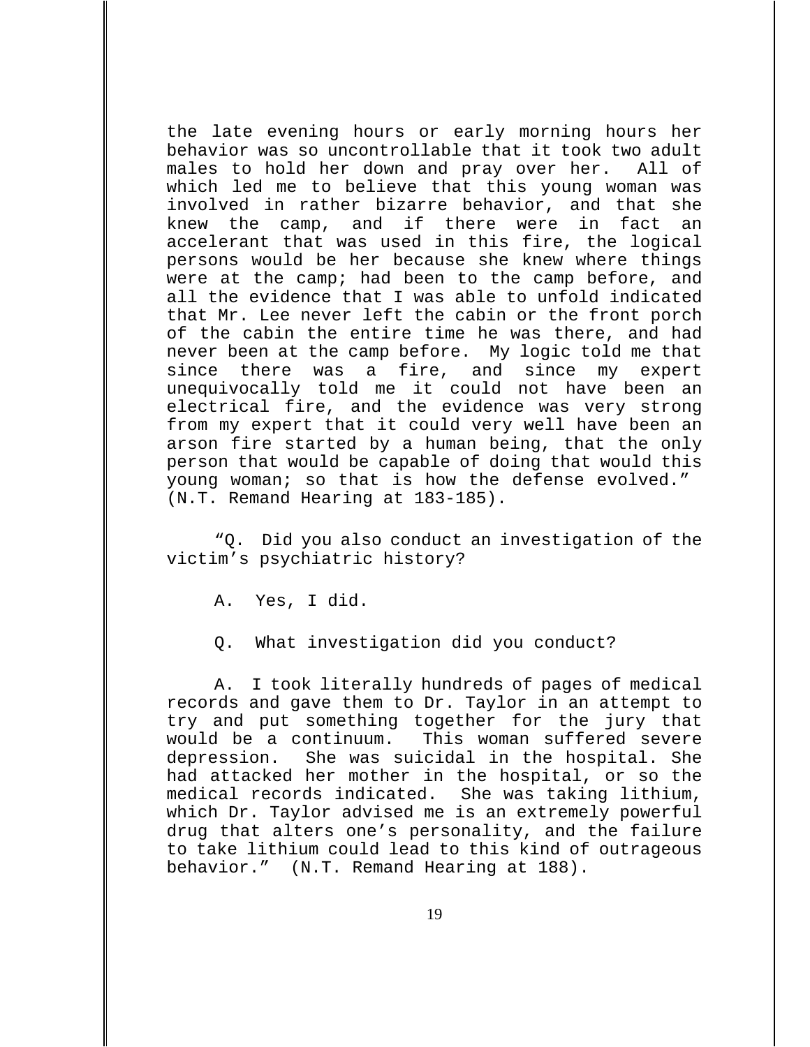the late evening hours or early morning hours her behavior was so uncontrollable that it took two adult males to hold her down and pray over her. All of which led me to believe that this young woman was involved in rather bizarre behavior, and that she knew the camp, and if there were in fact an accelerant that was used in this fire, the logical persons would be her because she knew where things were at the camp; had been to the camp before, and all the evidence that I was able to unfold indicated that Mr. Lee never left the cabin or the front porch of the cabin the entire time he was there, and had never been at the camp before. My logic told me that since there was a fire, and since my expert unequivocally told me it could not have been an electrical fire, and the evidence was very strong from my expert that it could very well have been an arson fire started by a human being, that the only person that would be capable of doing that would this young woman; so that is how the defense evolved." (N.T. Remand Hearing at 183-185).

"Q. Did you also conduct an investigation of the victim's psychiatric history?

A. Yes, I did.

Q. What investigation did you conduct?

A. I took literally hundreds of pages of medical records and gave them to Dr. Taylor in an attempt to try and put something together for the jury that would be a continuum. This woman suffered severe depression. She was suicidal in the hospital. She had attacked her mother in the hospital, or so the medical records indicated. She was taking lithium, which Dr. Taylor advised me is an extremely powerful drug that alters one's personality, and the failure to take lithium could lead to this kind of outrageous behavior." (N.T. Remand Hearing at 188).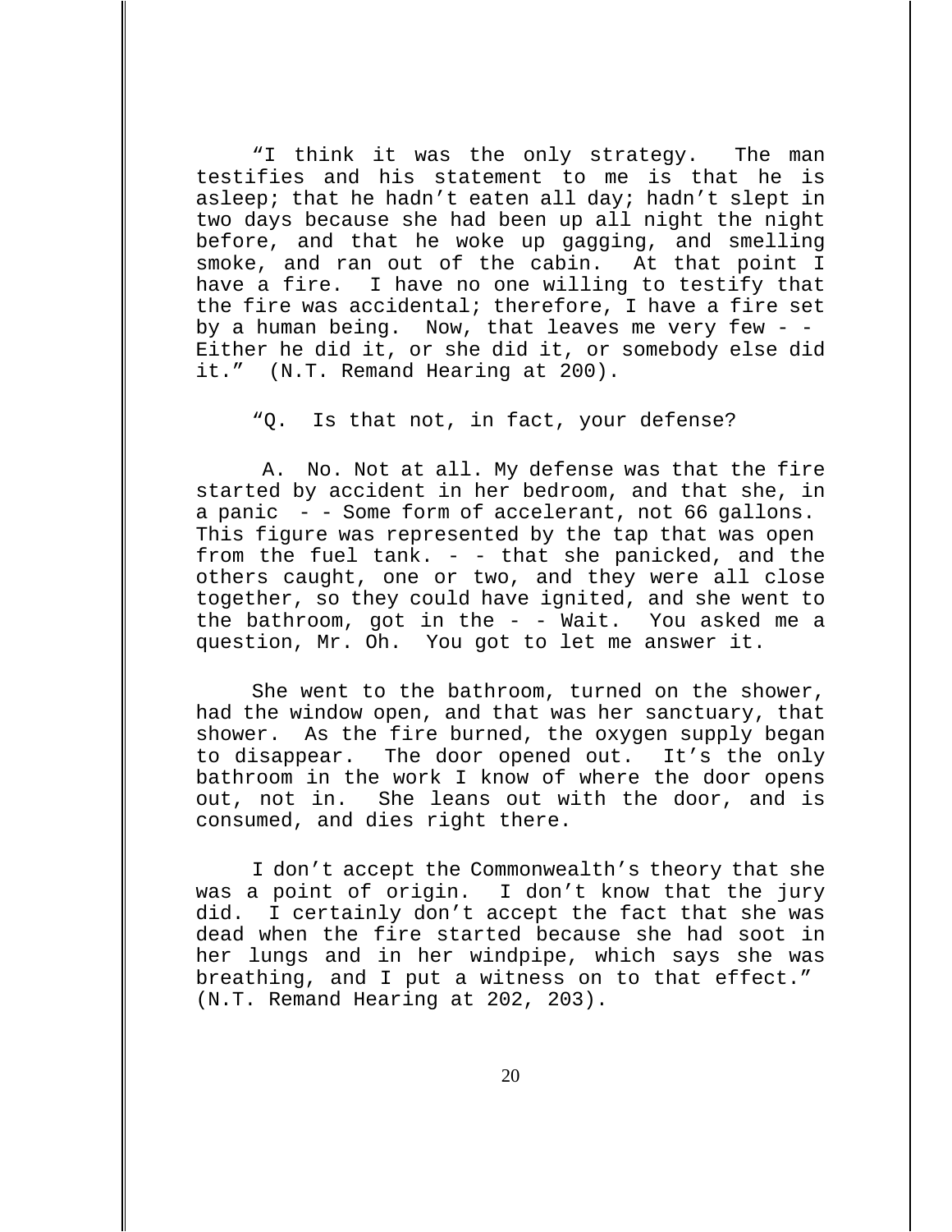"I think it was the only strategy. The man testifies and his statement to me is that he is asleep; that he hadn't eaten all day; hadn't slept in two days because she had been up all night the night before, and that he woke up gagging, and smelling smoke, and ran out of the cabin. At that point I have a fire. I have no one willing to testify that the fire was accidental; therefore, I have a fire set by a human being. Now, that leaves me very few - - Either he did it, or she did it, or somebody else did it." (N.T. Remand Hearing at 200).

"Q. Is that not, in fact, your defense?

A. No. Not at all. My defense was that the fire started by accident in her bedroom, and that she, in a panic - - Some form of accelerant, not 66 gallons. This figure was represented by the tap that was open from the fuel tank. - - that she panicked, and the others caught, one or two, and they were all close together, so they could have ignited, and she went to the bathroom, got in the - - Wait. You asked me a question, Mr. Oh. You got to let me answer it.

She went to the bathroom, turned on the shower, had the window open, and that was her sanctuary, that shower. As the fire burned, the oxygen supply began to disappear. The door opened out. It's the only bathroom in the work I know of where the door opens out, not in. She leans out with the door, and is consumed, and dies right there.

I don't accept the Commonwealth's theory that she was a point of origin. I don't know that the jury did. I certainly don't accept the fact that she was dead when the fire started because she had soot in her lungs and in her windpipe, which says she was breathing, and I put a witness on to that effect." (N.T. Remand Hearing at 202, 203).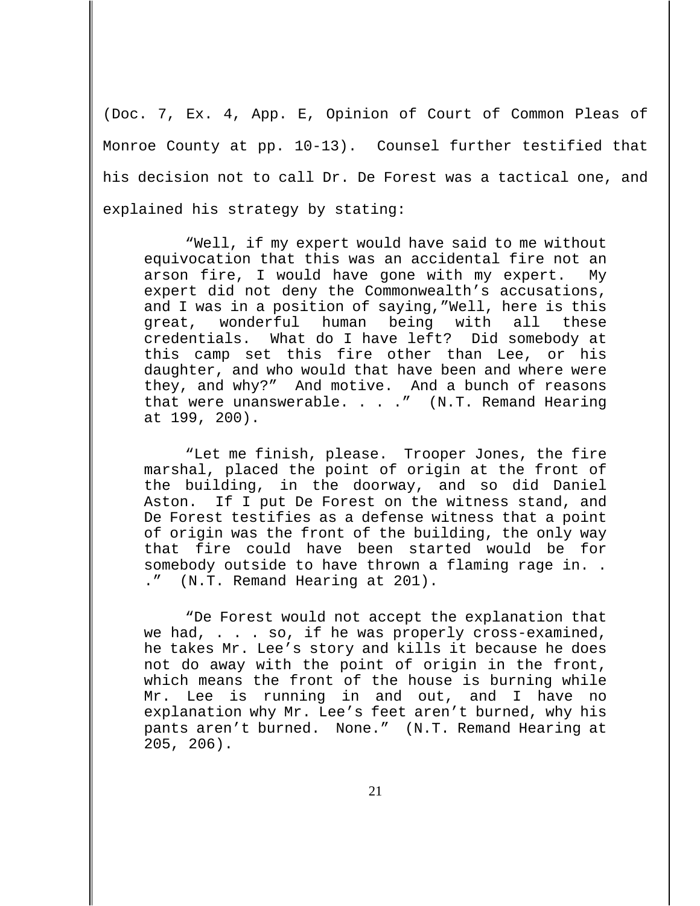(Doc. 7, Ex. 4, App. E, Opinion of Court of Common Pleas of Monroe County at pp. 10-13). Counsel further testified that his decision not to call Dr. De Forest was a tactical one, and explained his strategy by stating:

> "Well, if my expert would have said to me without equivocation that this was an accidental fire not an arson fire, I would have gone with my expert. My expert did not deny the Commonwealth's accusations, and I was in a position of saying,"Well, here is this great, wonderful human being with all these credentials. What do I have left? Did somebody at this camp set this fire other than Lee, or his daughter, and who would that have been and where were they, and why?" And motive. And a bunch of reasons that were unanswerable. . . ." (N.T. Remand Hearing at 199, 200).
>
> "Let me finish, please. Trooper Jones, the fire marshal, placed the point of origin at the front of the building, in the doorway, and so did Daniel Aston. If I put De Forest on the witness stand, and De Forest testifies as a defense witness that a point of origin was the front of the building, the only way that fire could have been started would be for somebody outside to have thrown a flaming rage in. . ." (N.T. Remand Hearing at 201).
>
> "De Forest would not accept the explanation that we had, . . . so, if he was properly cross-examined, he takes Mr. Lee's story and kills it because he does not do away with the point of origin in the front, which means the front of the house is burning while Mr. Lee is running in and out, and I have no explanation why Mr. Lee's feet aren't burned, why his pants aren't burned. None." (N.T. Remand Hearing at 205, 206).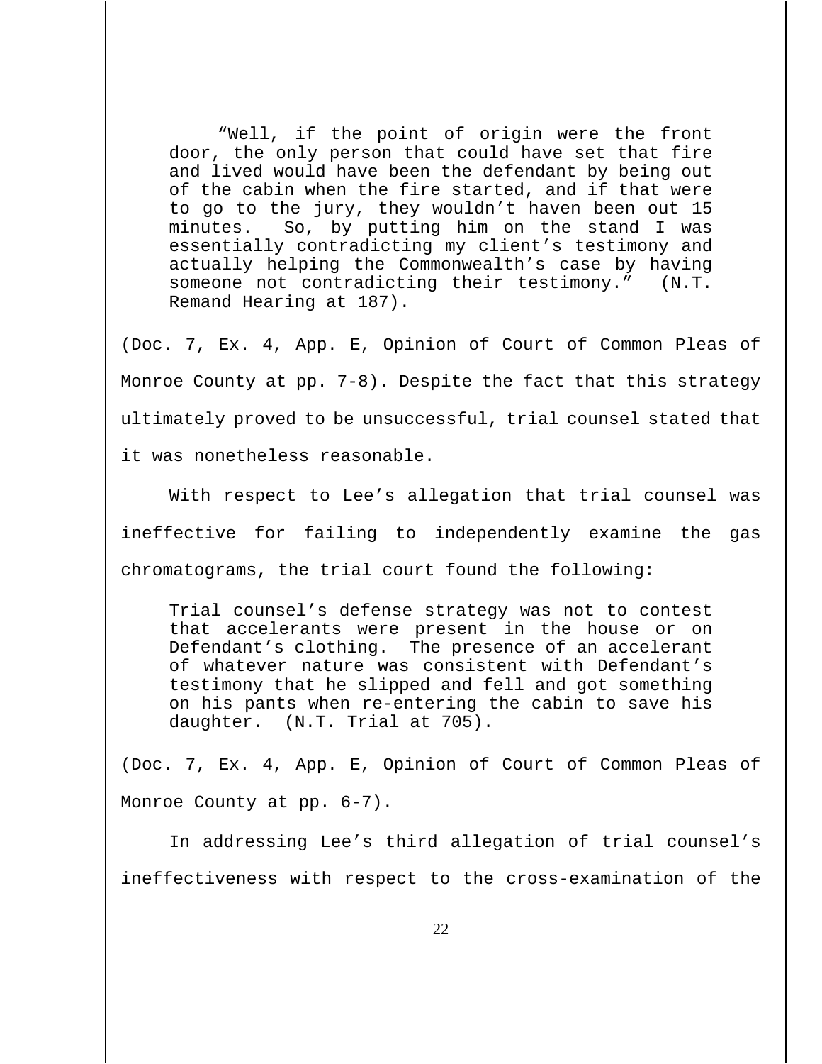> "Well, if the point of origin were the front door, the only person that could have set that fire and lived would have been the defendant by being out of the cabin when the fire started, and if that were to go to the jury, they wouldn't haven been out 15 minutes. So, by putting him on the stand I was essentially contradicting my client's testimony and actually helping the Commonwealth's case by having someone not contradicting their testimony." (N.T. Remand Hearing at 187).

(Doc. 7, Ex. 4, App. E, Opinion of Court of Common Pleas of Monroe County at pp. 7-8). Despite the fact that this strategy ultimately proved to be unsuccessful, trial counsel stated that it was nonetheless reasonable.

With respect to Lee's allegation that trial counsel was ineffective for failing to independently examine the gas chromatograms, the trial court found the following:

> Trial counsel's defense strategy was not to contest that accelerants were present in the house or on Defendant's clothing. The presence of an accelerant of whatever nature was consistent with Defendant's testimony that he slipped and fell and got something on his pants when re-entering the cabin to save his daughter. (N.T. Trial at 705).

(Doc. 7, Ex. 4, App. E, Opinion of Court of Common Pleas of Monroe County at pp. 6-7).

In addressing Lee's third allegation of trial counsel's ineffectiveness with respect to the cross-examination of the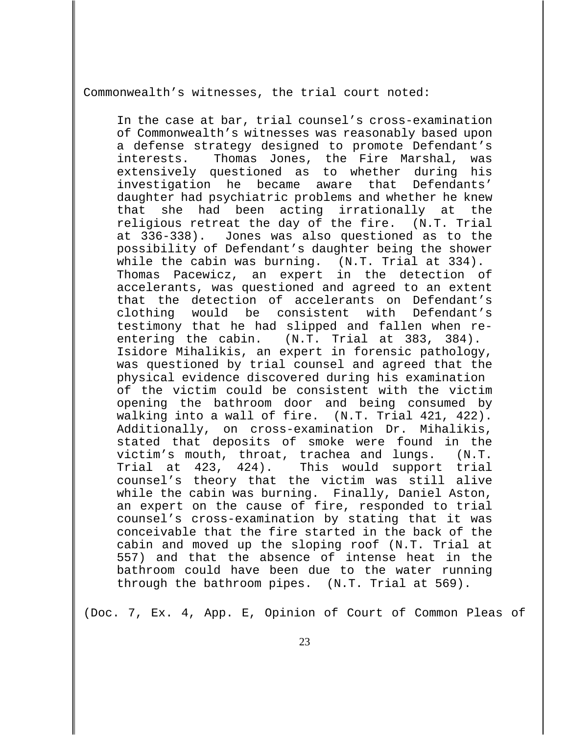Commonwealth's witnesses, the trial court noted:

> In the case at bar, trial counsel's cross-examination of Commonwealth's witnesses was reasonably based upon a defense strategy designed to promote Defendant's interests. Thomas Jones, the Fire Marshal, was extensively questioned as to whether during his investigation he became aware that Defendants' daughter had psychiatric problems and whether he knew that she had been acting irrationally at the religious retreat the day of the fire. (N.T. Trial at 336-338). Jones was also questioned as to the possibility of Defendant's daughter being the shower while the cabin was burning. (N.T. Trial at 334). Thomas Pacewicz, an expert in the detection of accelerants, was questioned and agreed to an extent that the detection of accelerants on Defendant's clothing would be consistent with Defendant's testimony that he had slipped and fallen when re-entering the cabin. (N.T. Trial at 383, 384). Isidore Mihalikis, an expert in forensic pathology, was questioned by trial counsel and agreed that the physical evidence discovered during his examination of the victim could be consistent with the victim opening the bathroom door and being consumed by walking into a wall of fire. (N.T. Trial 421, 422). Additionally, on cross-examination Dr. Mihalikis, stated that deposits of smoke were found in the victim's mouth, throat, trachea and lungs. (N.T. Trial at 423, 424). This would support trial counsel's theory that the victim was still alive while the cabin was burning. Finally, Daniel Aston, an expert on the cause of fire, responded to trial counsel's cross-examination by stating that it was conceivable that the fire started in the back of the cabin and moved up the sloping roof (N.T. Trial at 557) and that the absence of intense heat in the bathroom could have been due to the water running through the bathroom pipes. (N.T. Trial at 569).

(Doc. 7, Ex. 4, App. E, Opinion of Court of Common Pleas of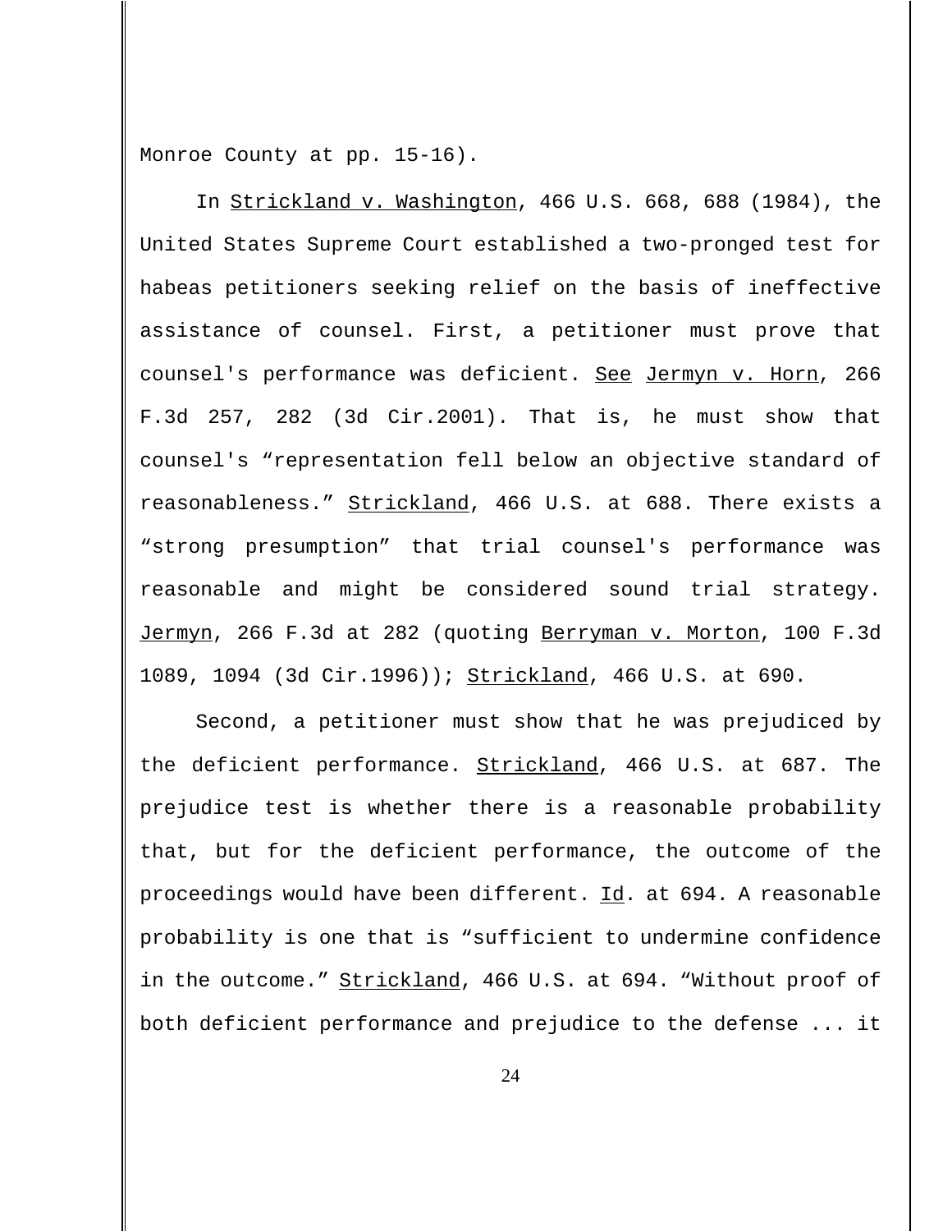Monroe County at pp. 15-16).

In Strickland v. Washington, 466 U.S. 668, 688 (1984), the United States Supreme Court established a two-pronged test for habeas petitioners seeking relief on the basis of ineffective assistance of counsel. First, a petitioner must prove that counsel's performance was deficient. See Jermyn v. Horn, 266 F.3d 257, 282 (3d Cir.2001). That is, he must show that counsel's "representation fell below an objective standard of reasonableness." Strickland, 466 U.S. at 688. There exists a "strong presumption" that trial counsel's performance was reasonable and might be considered sound trial strategy. Jermyn, 266 F.3d at 282 (quoting Berryman v. Morton, 100 F.3d 1089, 1094 (3d Cir.1996)); Strickland, 466 U.S. at 690.

Second, a petitioner must show that he was prejudiced by the deficient performance. Strickland, 466 U.S. at 687. The prejudice test is whether there is a reasonable probability that, but for the deficient performance, the outcome of the proceedings would have been different. Id. at 694. A reasonable probability is one that is "sufficient to undermine confidence in the outcome." Strickland, 466 U.S. at 694. "Without proof of both deficient performance and prejudice to the defense ... it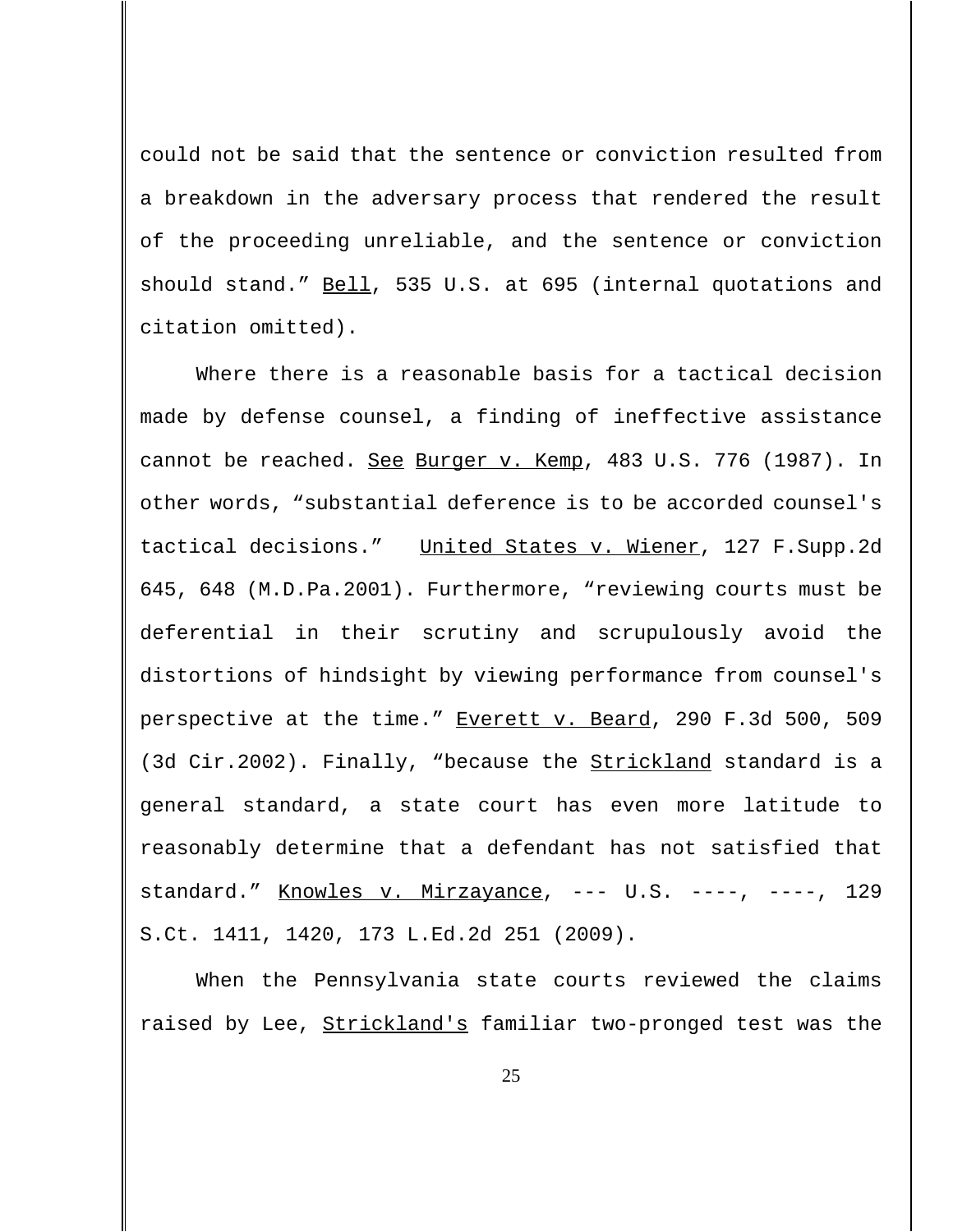could not be said that the sentence or conviction resulted from a breakdown in the adversary process that rendered the result of the proceeding unreliable, and the sentence or conviction should stand." Bell, 535 U.S. at 695 (internal quotations and citation omitted).

Where there is a reasonable basis for a tactical decision made by defense counsel, a finding of ineffective assistance cannot be reached. See Burger v. Kemp, 483 U.S. 776 (1987). In other words, "substantial deference is to be accorded counsel's tactical decisions." United States v. Wiener, 127 F.Supp.2d 645, 648 (M.D.Pa.2001). Furthermore, "reviewing courts must be deferential in their scrutiny and scrupulously avoid the distortions of hindsight by viewing performance from counsel's perspective at the time." Everett v. Beard, 290 F.3d 500, 509 (3d Cir.2002). Finally, "because the Strickland standard is a general standard, a state court has even more latitude to reasonably determine that a defendant has not satisfied that standard." Knowles v. Mirzayance, --- U.S. ----, ----, 129 S.Ct. 1411, 1420, 173 L.Ed.2d 251 (2009).

When the Pennsylvania state courts reviewed the claims raised by Lee, Strickland's familiar two-pronged test was the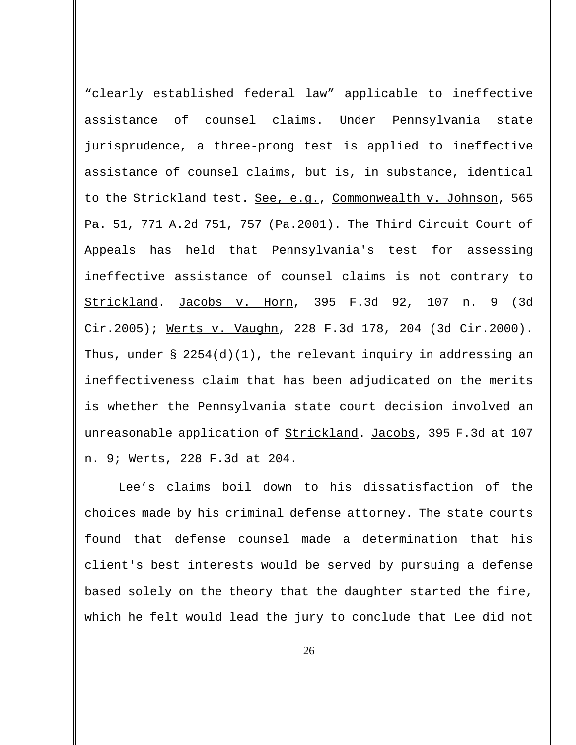"clearly established federal law" applicable to ineffective assistance of counsel claims. Under Pennsylvania state jurisprudence, a three-prong test is applied to ineffective assistance of counsel claims, but is, in substance, identical to the Strickland test. See, e.g., Commonwealth v. Johnson, 565 Pa. 51, 771 A.2d 751, 757 (Pa.2001). The Third Circuit Court of Appeals has held that Pennsylvania's test for assessing ineffective assistance of counsel claims is not contrary to Strickland. Jacobs v. Horn, 395 F.3d 92, 107 n. 9 (3d Cir.2005); Werts v. Vaughn, 228 F.3d 178, 204 (3d Cir.2000). Thus, under § 2254(d)(1), the relevant inquiry in addressing an ineffectiveness claim that has been adjudicated on the merits is whether the Pennsylvania state court decision involved an unreasonable application of Strickland. Jacobs, 395 F.3d at 107 n. 9; Werts, 228 F.3d at 204.

Lee's claims boil down to his dissatisfaction of the choices made by his criminal defense attorney. The state courts found that defense counsel made a determination that his client's best interests would be served by pursuing a defense based solely on the theory that the daughter started the fire, which he felt would lead the jury to conclude that Lee did not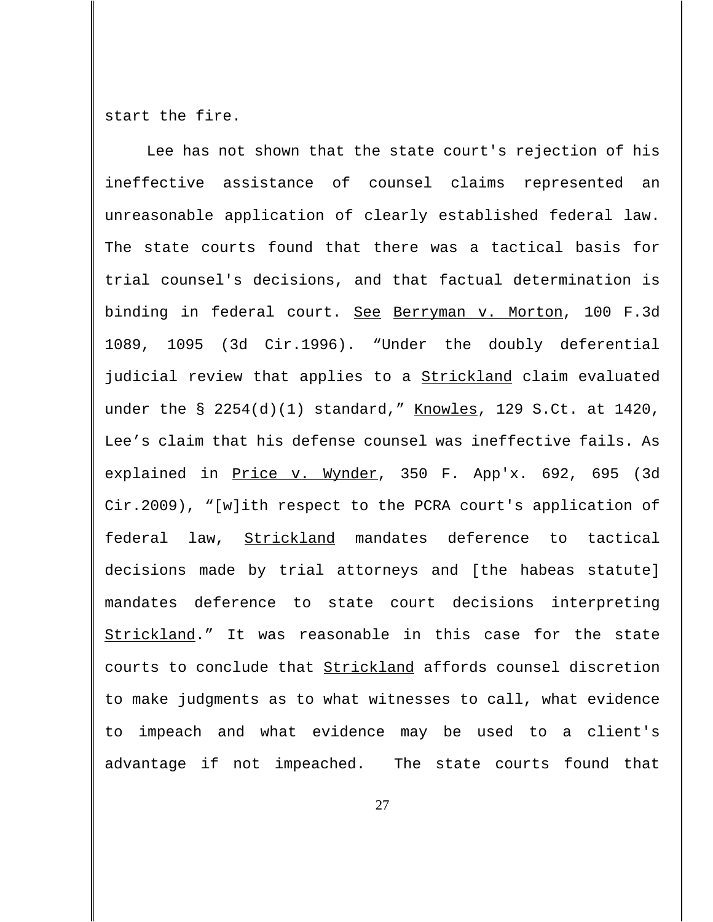start the fire.

Lee has not shown that the state court's rejection of his ineffective assistance of counsel claims represented an unreasonable application of clearly established federal law. The state courts found that there was a tactical basis for trial counsel's decisions, and that factual determination is binding in federal court. See Berryman v. Morton, 100 F.3d 1089, 1095 (3d Cir.1996). "Under the doubly deferential judicial review that applies to a Strickland claim evaluated under the § 2254(d)(1) standard," Knowles, 129 S.Ct. at 1420, Lee's claim that his defense counsel was ineffective fails. As explained in Price v. Wynder, 350 F. App'x. 692, 695 (3d Cir.2009), "[w]ith respect to the PCRA court's application of federal law, Strickland mandates deference to tactical decisions made by trial attorneys and [the habeas statute] mandates deference to state court decisions interpreting Strickland." It was reasonable in this case for the state courts to conclude that Strickland affords counsel discretion to make judgments as to what witnesses to call, what evidence to impeach and what evidence may be used to a client's advantage if not impeached. The state courts found that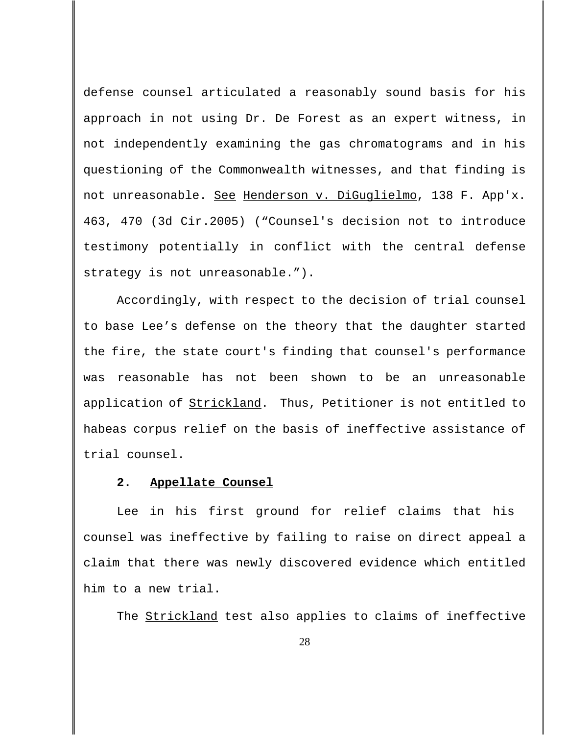defense counsel articulated a reasonably sound basis for his approach in not using Dr. De Forest as an expert witness, in not independently examining the gas chromatograms and in his questioning of the Commonwealth witnesses, and that finding is not unreasonable. _See_ _Henderson v. DiGuglielmo_, 138 F. App'x. 463, 470 (3d Cir.2005) ("Counsel's decision not to introduce testimony potentially in conflict with the central defense strategy is not unreasonable.").

Accordingly, with respect to the decision of trial counsel to base Lee's defense on the theory that the daughter started the fire, the state court's finding that counsel's performance was reasonable has not been shown to be an unreasonable application of _Strickland_. Thus, Petitioner is not entitled to habeas corpus relief on the basis of ineffective assistance of trial counsel.

### 2. Appellate Counsel

Lee in his first ground for relief claims that his counsel was ineffective by failing to raise on direct appeal a claim that there was newly discovered evidence which entitled him to a new trial.

The _Strickland_ test also applies to claims of ineffective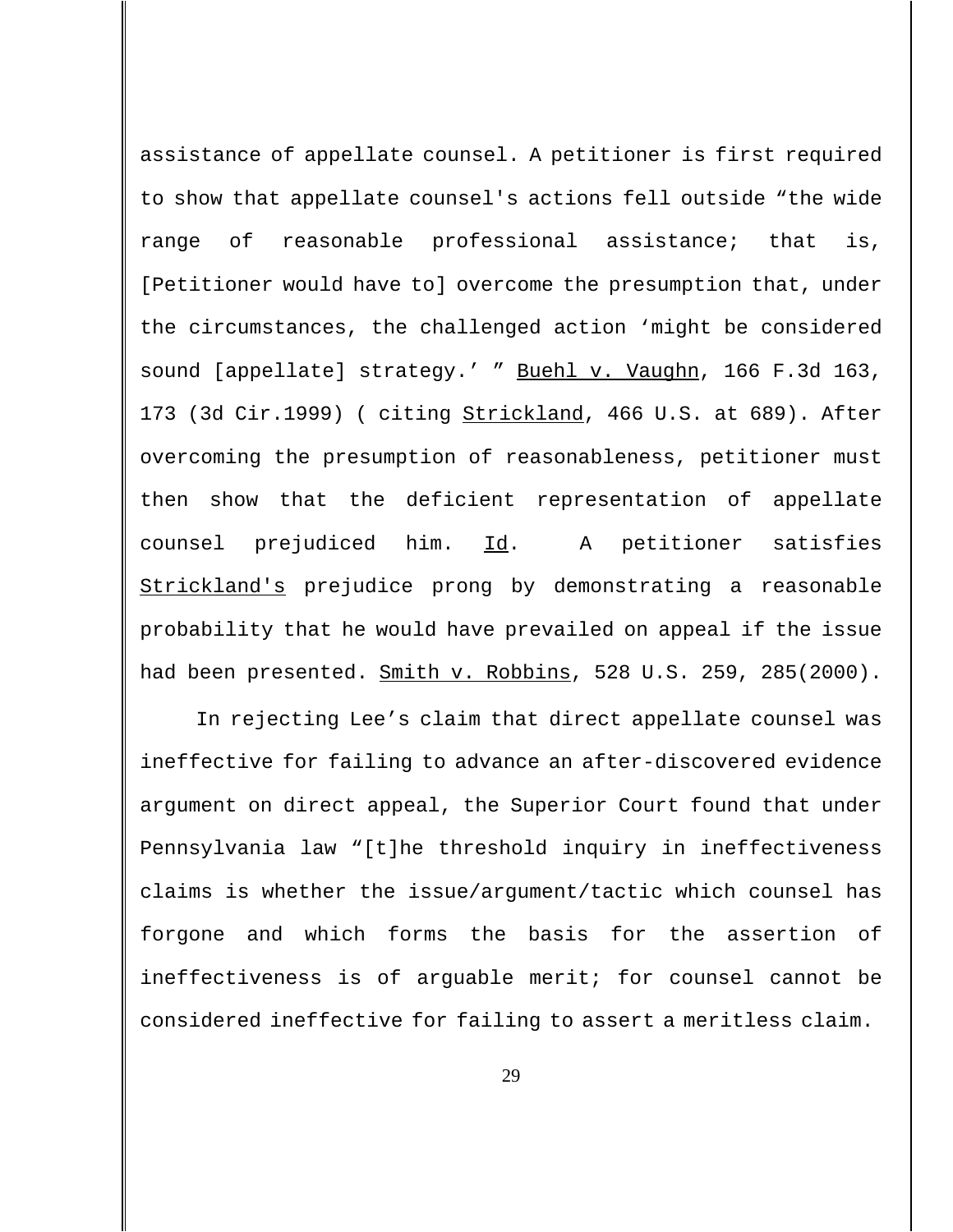assistance of appellate counsel. A petitioner is first required to show that appellate counsel's actions fell outside "the wide range of reasonable professional assistance; that is, [Petitioner would have to] overcome the presumption that, under the circumstances, the challenged action 'might be considered sound [appellate] strategy.' " Buehl v. Vaughn, 166 F.3d 163, 173 (3d Cir.1999) ( citing Strickland, 466 U.S. at 689). After overcoming the presumption of reasonableness, petitioner must then show that the deficient representation of appellate counsel prejudiced him. Id. A petitioner satisfies Strickland's prejudice prong by demonstrating a reasonable probability that he would have prevailed on appeal if the issue had been presented. Smith v. Robbins, 528 U.S. 259, 285(2000).

In rejecting Lee's claim that direct appellate counsel was ineffective for failing to advance an after-discovered evidence argument on direct appeal, the Superior Court found that under Pennsylvania law "[t]he threshold inquiry in ineffectiveness claims is whether the issue/argument/tactic which counsel has forgone and which forms the basis for the assertion of ineffectiveness is of arguable merit; for counsel cannot be considered ineffective for failing to assert a meritless claim.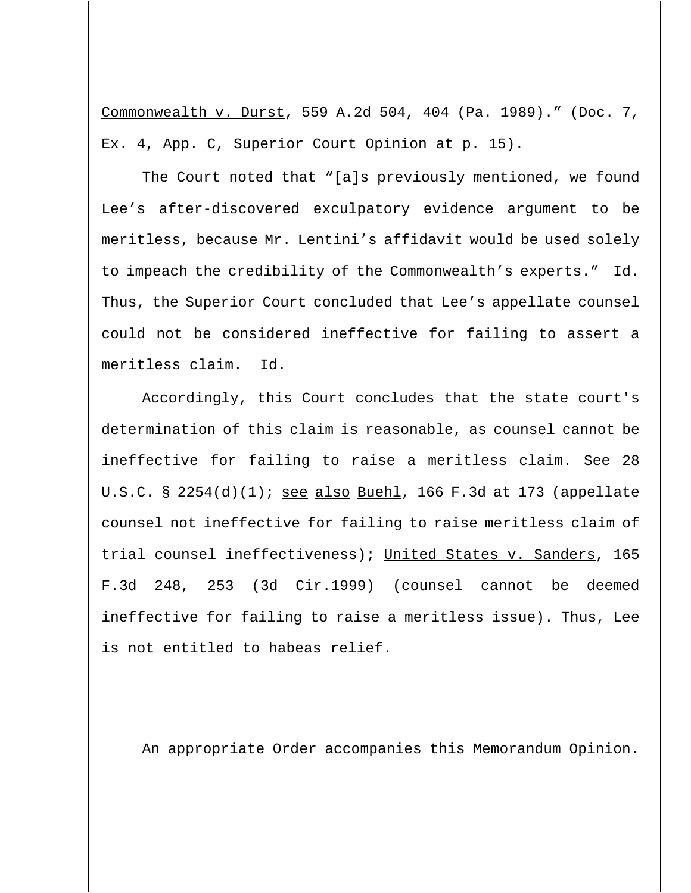Commonwealth v. Durst, 559 A.2d 504, 404 (Pa. 1989).” (Doc. 7, Ex. 4, App. C, Superior Court Opinion at p. 15).

The Court noted that “[a]s previously mentioned, we found Lee’s after-discovered exculpatory evidence argument to be meritless, because Mr. Lentini’s affidavit would be used solely to impeach the credibility of the Commonwealth’s experts.” Id. Thus, the Superior Court concluded that Lee’s appellate counsel could not be considered ineffective for failing to assert a meritless claim. Id.

Accordingly, this Court concludes that the state court's determination of this claim is reasonable, as counsel cannot be ineffective for failing to raise a meritless claim. See 28 U.S.C. § 2254(d)(1); see also Buehl, 166 F.3d at 173 (appellate counsel not ineffective for failing to raise meritless claim of trial counsel ineffectiveness); United States v. Sanders, 165 F.3d 248, 253 (3d Cir.1999) (counsel cannot be deemed ineffective for failing to raise a meritless issue). Thus, Lee is not entitled to habeas relief.

An appropriate Order accompanies this Memorandum Opinion.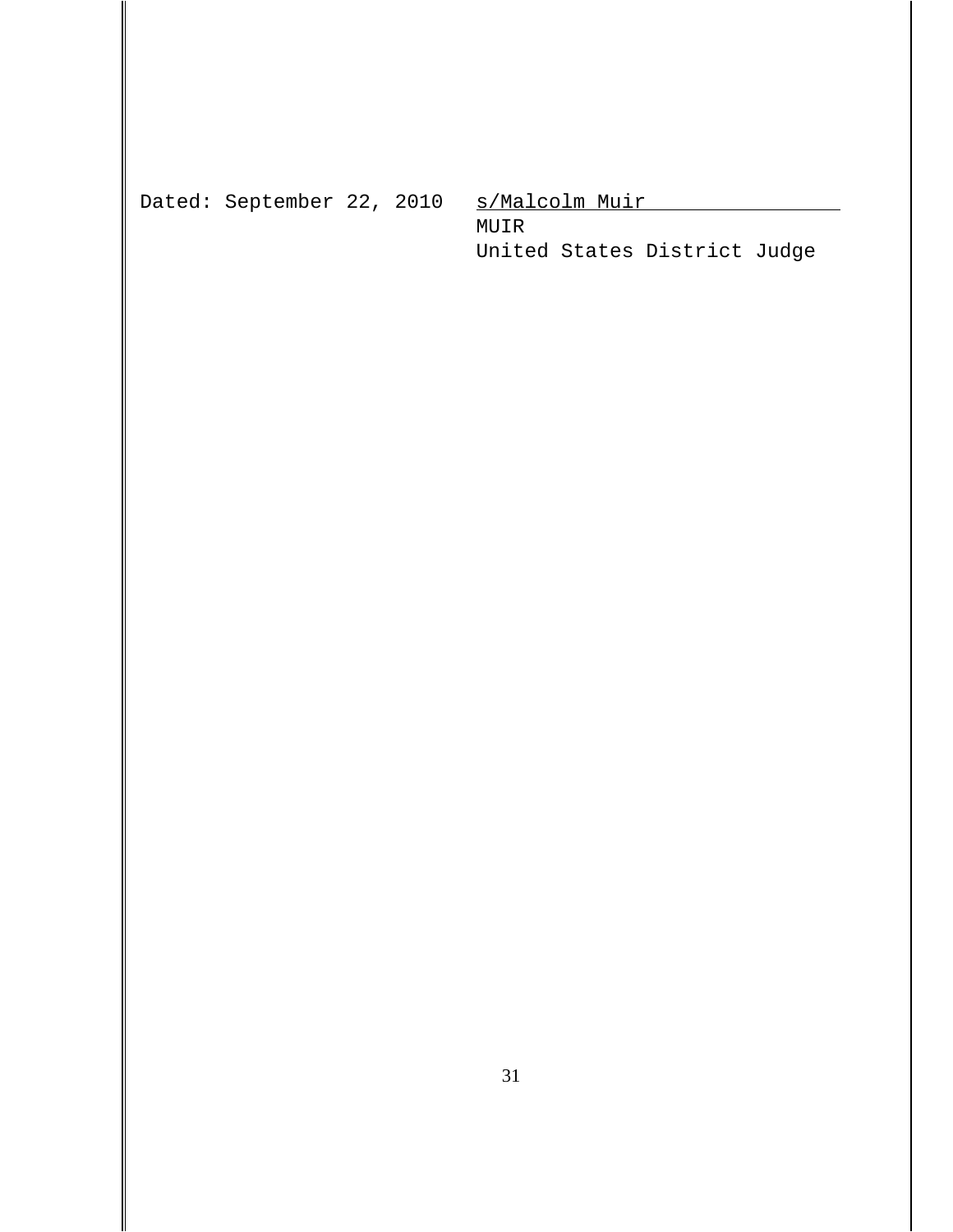Dated: September 22, 2010    s/Malcolm Muir  
MUIR  
United States District Judge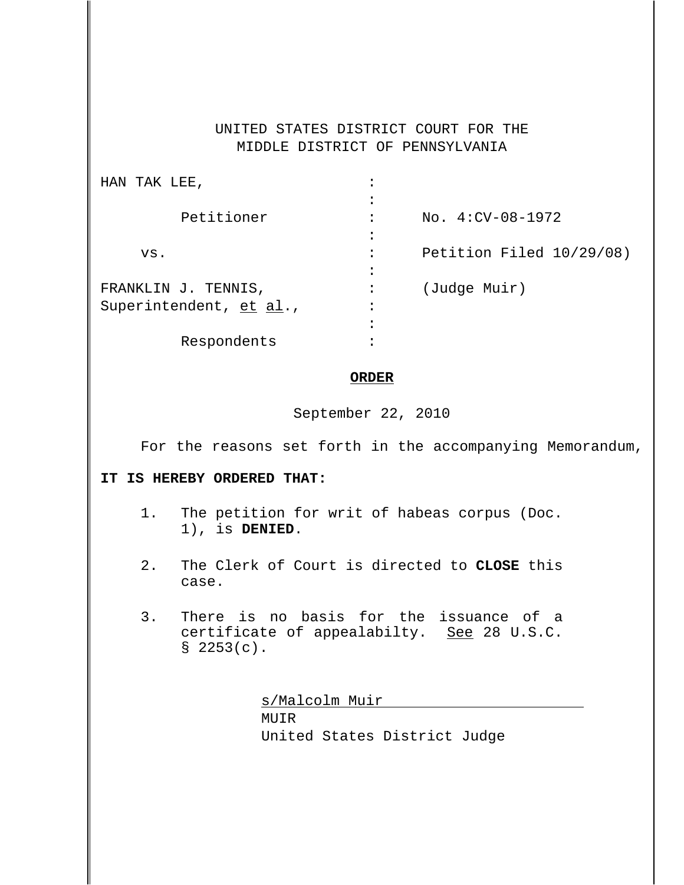UNITED STATES DISTRICT COURT FOR THE
MIDDLE DISTRICT OF PENNSYLVANIA

| | | |
|---|---|---|
| HAN TAK LEE, | : | |
| Petitioner | : | No. 4:CV-08-1972 |
| vs. | : | Petition Filed 10/29/08) |
| FRANKLIN J. TENNIS, Superintendent, et al., | : | (Judge Muir) |
| Respondents | : | |

**ORDER**

September 22, 2010

For the reasons set forth in the accompanying Memorandum,

**IT IS HEREBY ORDERED THAT:**

1. The petition for writ of habeas corpus (Doc. 1), is **DENIED**.

2. The Clerk of Court is directed to **CLOSE** this case.

3. There is no basis for the issuance of a certificate of appealabilty. See 28 U.S.C. § 2253(c).

s/Malcolm Muir
MUIR
United States District Judge